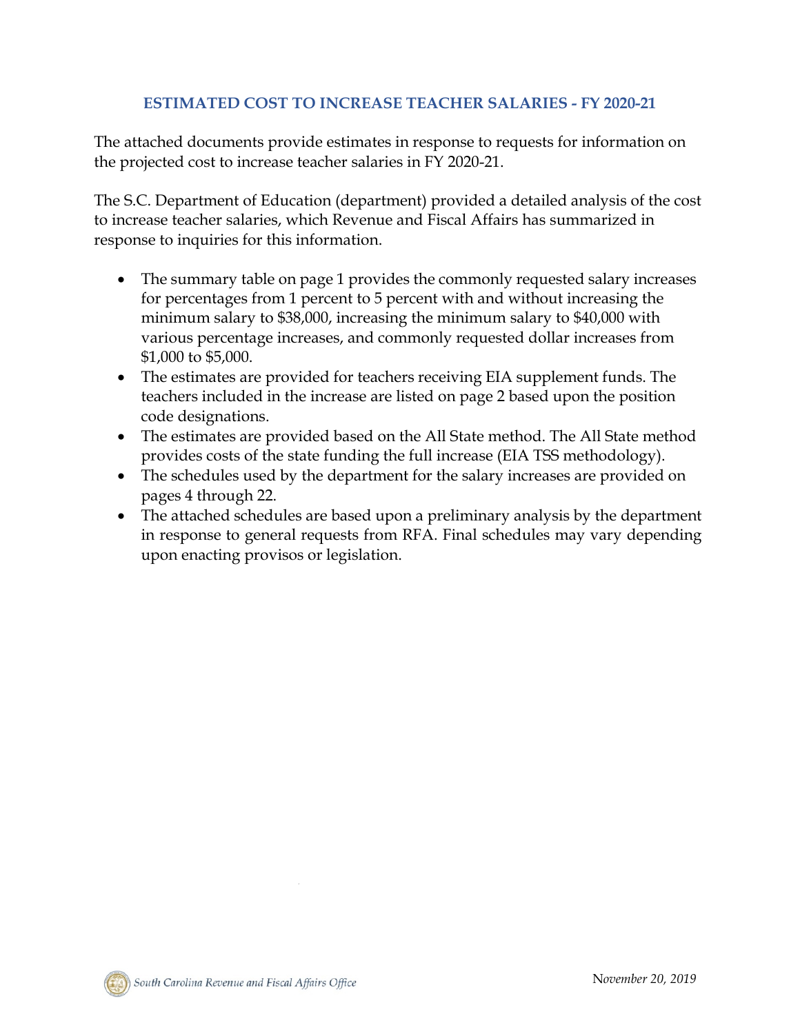# ESTIMATED COST TO INCREASE TEACHER SALARIES - FY 2020-21

The attached documents provide estimates in response to requests for information on the projected cost to increase teacher salaries in FY 2020-21.

The S.C. Department of Education (department) provided a detailed analysis of the cost to increase teacher salaries, which Revenue and Fiscal Affairs has summarized in response to inquiries for this information.

- The summary table on page 1 provides the commonly requested salary increases for percentages from 1 percent to 5 percent with and without increasing the minimum salary to $38,000, increasing the minimum salary to $40,000 with various percentage increases, and commonly requested dollar increases from $1,000 to $5,000.
- The estimates are provided for teachers receiving EIA supplement funds. The teachers included in the increase are listed on page 2 based upon the position code designations.
- The estimates are provided based on the All State method. The All State method provides costs of the state funding the full increase (EIA TSS methodology).
- The schedules used by the department for the salary increases are provided on pages 4 through 22.
- The attached schedules are based upon a preliminary analysis by the department in response to general requests from RFA. Final schedules may vary depending upon enacting provisos or legislation.

South Carolina Revenue and Fiscal Affairs Office

*November 20, 2019*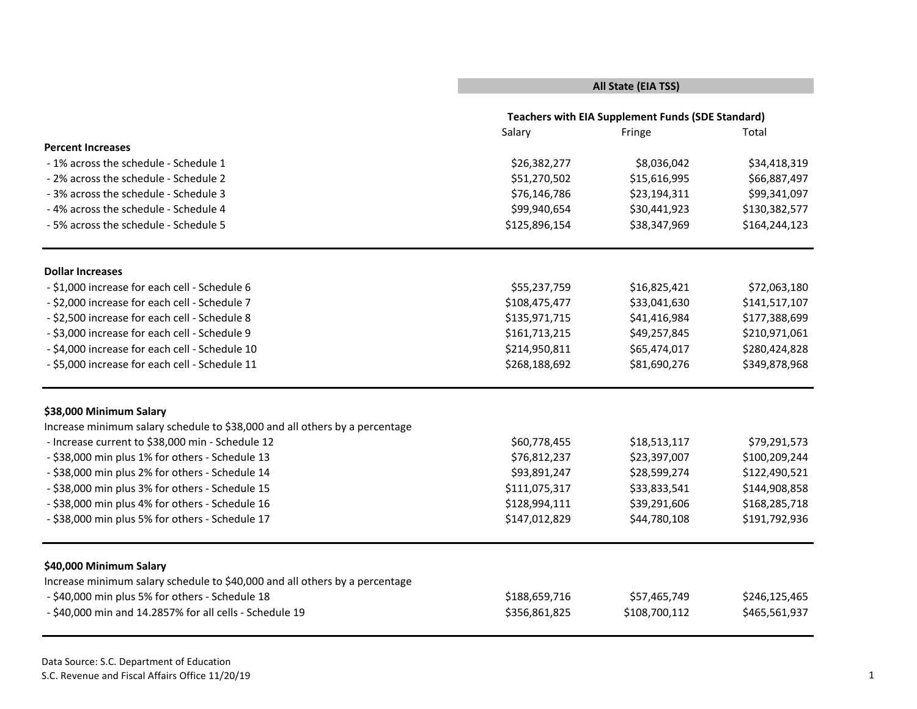| | All State (EIA TSS) | | |
|---|---|---|---|
| | Teachers with EIA Supplement Funds (SDE Standard) | | |
| | Salary | Fringe | Total |
| **Percent Increases** | | | |
| - 1% across the schedule - Schedule 1 | $26,382,277 | $8,036,042 | $34,418,319 |
| - 2% across the schedule - Schedule 2 | $51,270,502 | $15,616,995 | $66,887,497 |
| - 3% across the schedule - Schedule 3 | $76,146,786 | $23,194,311 | $99,341,097 |
| - 4% across the schedule - Schedule 4 | $99,940,654 | $30,441,923 | $130,382,577 |
| - 5% across the schedule - Schedule 5 | $125,896,154 | $38,347,969 | $164,244,123 |
| **Dollar Increases** | | | |
| - $1,000 increase for each cell - Schedule 6 | $55,237,759 | $16,825,421 | $72,063,180 |
| - $2,000 increase for each cell - Schedule 7 | $108,475,477 | $33,041,630 | $141,517,107 |
| - $2,500 increase for each cell - Schedule 8 | $135,971,715 | $41,416,984 | $177,388,699 |
| - $3,000 increase for each cell - Schedule 9 | $161,713,215 | $49,257,845 | $210,971,061 |
| - $4,000 increase for each cell - Schedule 10 | $214,950,811 | $65,474,017 | $280,424,828 |
| - $5,000 increase for each cell - Schedule 11 | $268,188,692 | $81,690,276 | $349,878,968 |
| **$38,000 Minimum Salary** | | | |
| Increase minimum salary schedule to $38,000 and all others by a percentage | | | |
| - Increase current to $38,000 min - Schedule 12 | $60,778,455 | $18,513,117 | $79,291,573 |
| - $38,000 min plus 1% for others - Schedule 13 | $76,812,237 | $23,397,007 | $100,209,244 |
| - $38,000 min plus 2% for others - Schedule 14 | $93,891,247 | $28,599,274 | $122,490,521 |
| - $38,000 min plus 3% for others - Schedule 15 | $111,075,317 | $33,833,541 | $144,908,858 |
| - $38,000 min plus 4% for others - Schedule 16 | $128,994,111 | $39,291,606 | $168,285,718 |
| - $38,000 min plus 5% for others - Schedule 17 | $147,012,829 | $44,780,108 | $191,792,936 |
| **$40,000 Minimum Salary** | | | |
| Increase minimum salary schedule to $40,000 and all others by a percentage | | | |
| - $40,000 min plus 5% for others - Schedule 18 | $188,659,716 | $57,465,749 | $246,125,465 |
| - $40,000 min and 14.2857% for all cells - Schedule 19 | $356,861,825 | $108,700,112 | $465,561,937 |

Data Source: S.C. Department of Education
S.C. Revenue and Fiscal Affairs Office 11/20/19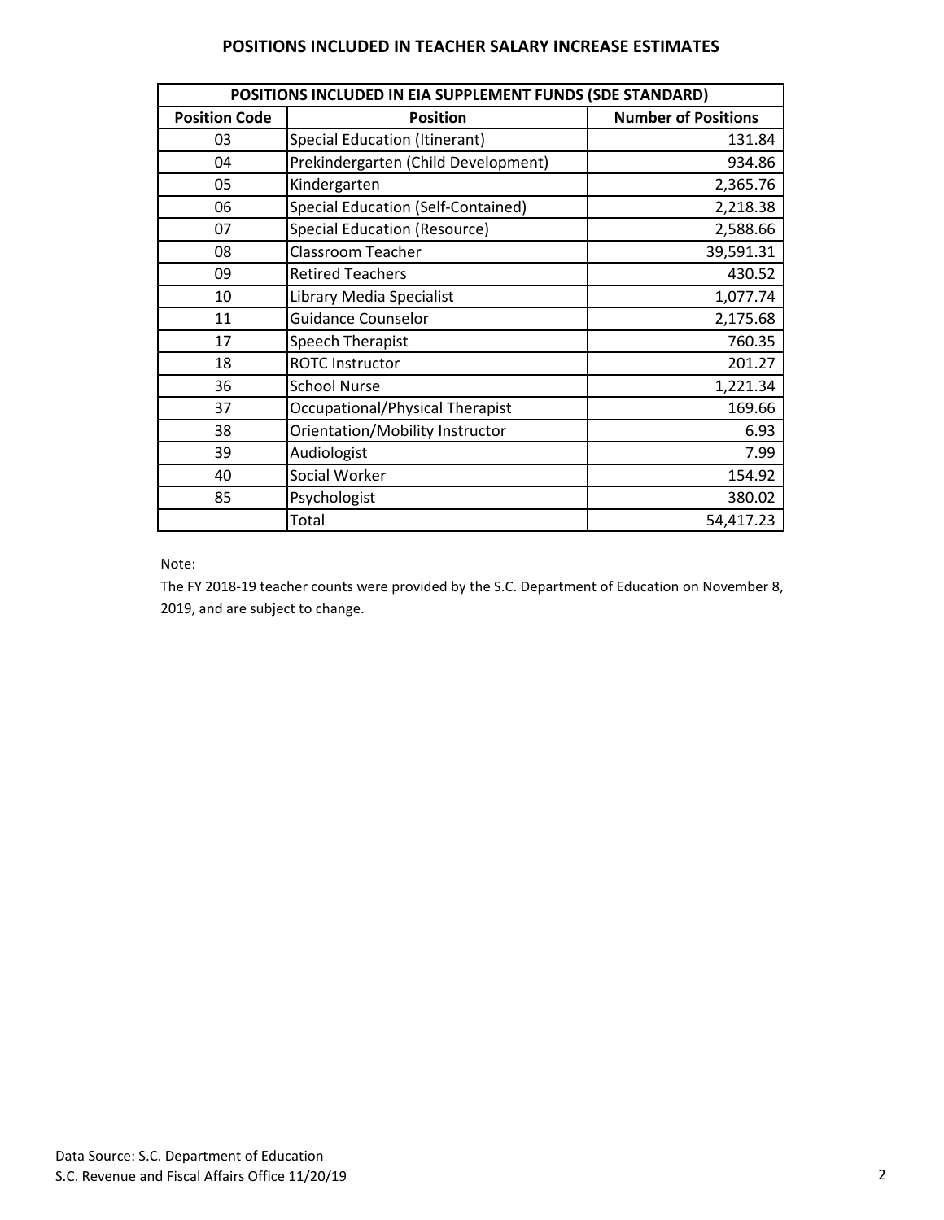## POSITIONS INCLUDED IN TEACHER SALARY INCREASE ESTIMATES

| POSITIONS INCLUDED IN EIA SUPPLEMENT FUNDS (SDE STANDARD) | | |
|---|---|---|
| **Position Code** | **Position** | **Number of Positions** |
| 03 | Special Education (Itinerant) | 131.84 |
| 04 | Prekindergarten (Child Development) | 934.86 |
| 05 | Kindergarten | 2,365.76 |
| 06 | Special Education (Self-Contained) | 2,218.38 |
| 07 | Special Education (Resource) | 2,588.66 |
| 08 | Classroom Teacher | 39,591.31 |
| 09 | Retired Teachers | 430.52 |
| 10 | Library Media Specialist | 1,077.74 |
| 11 | Guidance Counselor | 2,175.68 |
| 17 | Speech Therapist | 760.35 |
| 18 | ROTC Instructor | 201.27 |
| 36 | School Nurse | 1,221.34 |
| 37 | Occupational/Physical Therapist | 169.66 |
| 38 | Orientation/Mobility Instructor | 6.93 |
| 39 | Audiologist | 7.99 |
| 40 | Social Worker | 154.92 |
| 85 | Psychologist | 380.02 |
| | Total | 54,417.23 |

Note:

The FY 2018-19 teacher counts were provided by the S.C. Department of Education on November 8, 2019, and are subject to change.

Data Source: S.C. Department of Education
S.C. Revenue and Fiscal Affairs Office 11/20/19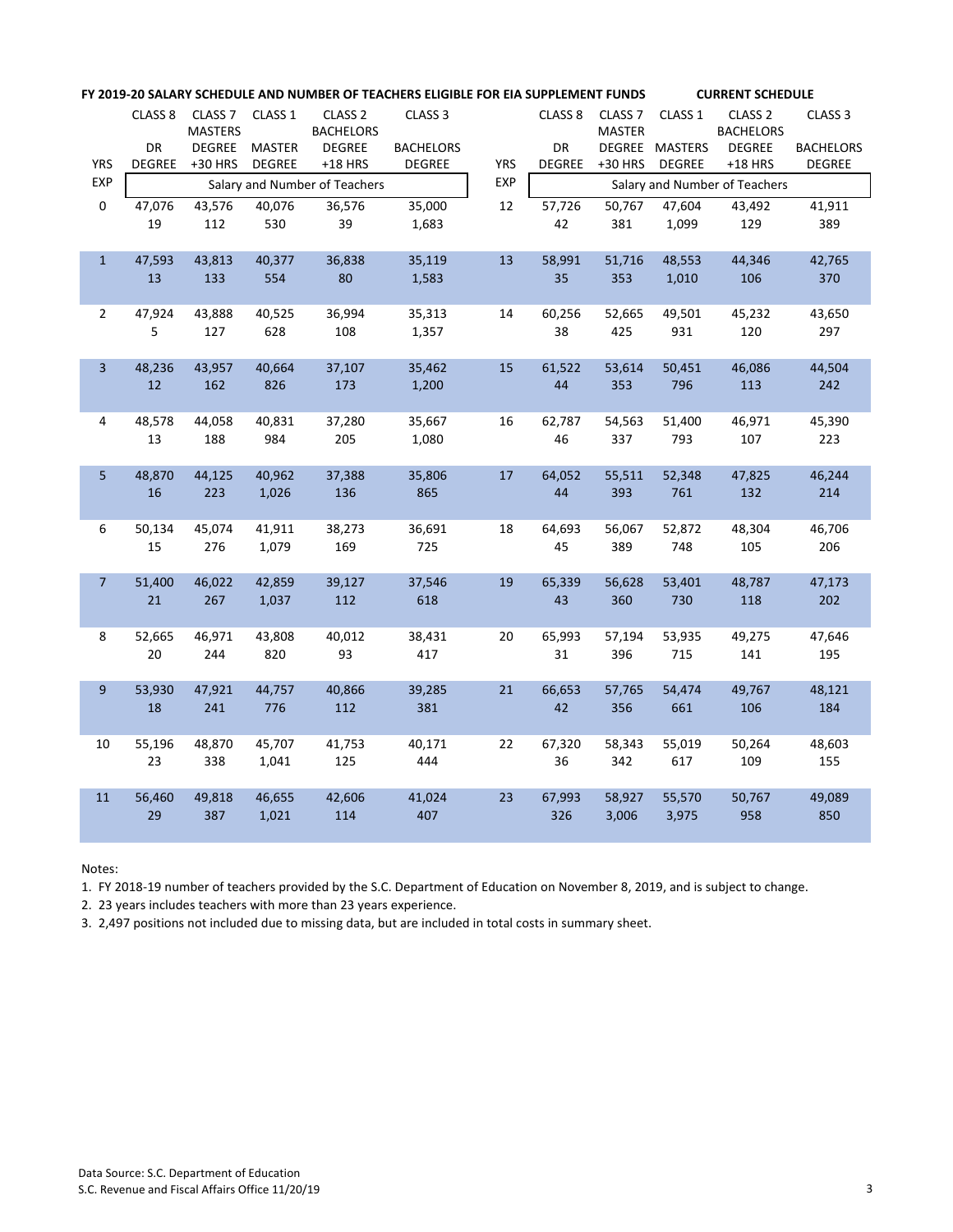**FY 2019-20 SALARY SCHEDULE AND NUMBER OF TEACHERS ELIGIBLE FOR EIA SUPPLEMENT FUNDS** **CURRENT SCHEDULE**

| YRS EXP | CLASS 8 DR DEGREE | CLASS 7 MASTERS DEGREE +30 HRS | CLASS 1 MASTER DEGREE | CLASS 2 BACHELORS DEGREE +18 HRS | CLASS 3 BACHELORS DEGREE | YRS EXP | CLASS 8 DR DEGREE | CLASS 7 MASTER DEGREE +30 HRS | CLASS 1 MASTERS DEGREE | CLASS 2 BACHELORS DEGREE +18 HRS | CLASS 3 BACHELORS DEGREE |
|---|---|---|---|---|---|---|---|---|---|---|---|
| | Salary and Number of Teachers | | | | | | Salary and Number of Teachers | | | | |
| 0 | 47,076 | 43,576 | 40,076 | 36,576 | 35,000 | 12 | 57,726 | 50,767 | 47,604 | 43,492 | 41,911 |
| | 19 | 112 | 530 | 39 | 1,683 | | 42 | 381 | 1,099 | 129 | 389 |
| 1 | 47,593 | 43,813 | 40,377 | 36,838 | 35,119 | 13 | 58,991 | 51,716 | 48,553 | 44,346 | 42,765 |
| | 13 | 133 | 554 | 80 | 1,583 | | 35 | 353 | 1,010 | 106 | 370 |
| 2 | 47,924 | 43,888 | 40,525 | 36,994 | 35,313 | 14 | 60,256 | 52,665 | 49,501 | 45,232 | 43,650 |
| | 5 | 127 | 628 | 108 | 1,357 | | 38 | 425 | 931 | 120 | 297 |
| 3 | 48,236 | 43,957 | 40,664 | 37,107 | 35,462 | 15 | 61,522 | 53,614 | 50,451 | 46,086 | 44,504 |
| | 12 | 162 | 826 | 173 | 1,200 | | 44 | 353 | 796 | 113 | 242 |
| 4 | 48,578 | 44,058 | 40,831 | 37,280 | 35,667 | 16 | 62,787 | 54,563 | 51,400 | 46,971 | 45,390 |
| | 13 | 188 | 984 | 205 | 1,080 | | 46 | 337 | 793 | 107 | 223 |
| 5 | 48,870 | 44,125 | 40,962 | 37,388 | 35,806 | 17 | 64,052 | 55,511 | 52,348 | 47,825 | 46,244 |
| | 16 | 223 | 1,026 | 136 | 865 | | 44 | 393 | 761 | 132 | 214 |
| 6 | 50,134 | 45,074 | 41,911 | 38,273 | 36,691 | 18 | 64,693 | 56,067 | 52,872 | 48,304 | 46,706 |
| | 15 | 276 | 1,079 | 169 | 725 | | 45 | 389 | 748 | 105 | 206 |
| 7 | 51,400 | 46,022 | 42,859 | 39,127 | 37,546 | 19 | 65,339 | 56,628 | 53,401 | 48,787 | 47,173 |
| | 21 | 267 | 1,037 | 112 | 618 | | 43 | 360 | 730 | 118 | 202 |
| 8 | 52,665 | 46,971 | 43,808 | 40,012 | 38,431 | 20 | 65,993 | 57,194 | 53,935 | 49,275 | 47,646 |
| | 20 | 244 | 820 | 93 | 417 | | 31 | 396 | 715 | 141 | 195 |
| 9 | 53,930 | 47,921 | 44,757 | 40,866 | 39,285 | 21 | 66,653 | 57,765 | 54,474 | 49,767 | 48,121 |
| | 18 | 241 | 776 | 112 | 381 | | 42 | 356 | 661 | 106 | 184 |
| 10 | 55,196 | 48,870 | 45,707 | 41,753 | 40,171 | 22 | 67,320 | 58,343 | 55,019 | 50,264 | 48,603 |
| | 23 | 338 | 1,041 | 125 | 444 | | 36 | 342 | 617 | 109 | 155 |
| 11 | 56,460 | 49,818 | 46,655 | 42,606 | 41,024 | 23 | 67,993 | 58,927 | 55,570 | 50,767 | 49,089 |
| | 29 | 387 | 1,021 | 114 | 407 | | 326 | 3,006 | 3,975 | 958 | 850 |

Notes:

1. FY 2018-19 number of teachers provided by the S.C. Department of Education on November 8, 2019, and is subject to change.
2. 23 years includes teachers with more than 23 years experience.
3. 2,497 positions not included due to missing data, but are included in total costs in summary sheet.

Data Source: S.C. Department of Education
S.C. Revenue and Fiscal Affairs Office 11/20/19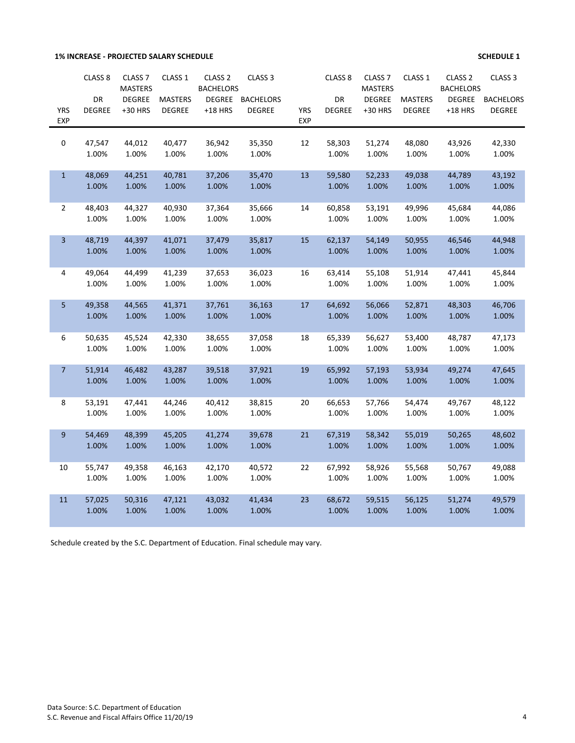**1% INCREASE - PROJECTED SALARY SCHEDULE** **SCHEDULE 1**

| YRS EXP | CLASS 8 DR DEGREE | CLASS 7 MASTERS DEGREE +30 HRS | CLASS 1 MASTERS DEGREE | CLASS 2 BACHELORS DEGREE +18 HRS | CLASS 3 BACHELORS DEGREE | YRS EXP | CLASS 8 DR DEGREE | CLASS 7 MASTERS DEGREE +30 HRS | CLASS 1 MASTERS DEGREE | CLASS 2 BACHELORS DEGREE +18 HRS | CLASS 3 BACHELORS DEGREE |
|---|---|---|---|---|---|---|---|---|---|---|---|
| 0 | 47,547<br>1.00% | 44,012<br>1.00% | 40,477<br>1.00% | 36,942<br>1.00% | 35,350<br>1.00% | 12 | 58,303<br>1.00% | 51,274<br>1.00% | 48,080<br>1.00% | 43,926<br>1.00% | 42,330<br>1.00% |
| 1 | 48,069<br>1.00% | 44,251<br>1.00% | 40,781<br>1.00% | 37,206<br>1.00% | 35,470<br>1.00% | 13 | 59,580<br>1.00% | 52,233<br>1.00% | 49,038<br>1.00% | 44,789<br>1.00% | 43,192<br>1.00% |
| 2 | 48,403<br>1.00% | 44,327<br>1.00% | 40,930<br>1.00% | 37,364<br>1.00% | 35,666<br>1.00% | 14 | 60,858<br>1.00% | 53,191<br>1.00% | 49,996<br>1.00% | 45,684<br>1.00% | 44,086<br>1.00% |
| 3 | 48,719<br>1.00% | 44,397<br>1.00% | 41,071<br>1.00% | 37,479<br>1.00% | 35,817<br>1.00% | 15 | 62,137<br>1.00% | 54,149<br>1.00% | 50,955<br>1.00% | 46,546<br>1.00% | 44,948<br>1.00% |
| 4 | 49,064<br>1.00% | 44,499<br>1.00% | 41,239<br>1.00% | 37,653<br>1.00% | 36,023<br>1.00% | 16 | 63,414<br>1.00% | 55,108<br>1.00% | 51,914<br>1.00% | 47,441<br>1.00% | 45,844<br>1.00% |
| 5 | 49,358<br>1.00% | 44,565<br>1.00% | 41,371<br>1.00% | 37,761<br>1.00% | 36,163<br>1.00% | 17 | 64,692<br>1.00% | 56,066<br>1.00% | 52,871<br>1.00% | 48,303<br>1.00% | 46,706<br>1.00% |
| 6 | 50,635<br>1.00% | 45,524<br>1.00% | 42,330<br>1.00% | 38,655<br>1.00% | 37,058<br>1.00% | 18 | 65,339<br>1.00% | 56,627<br>1.00% | 53,400<br>1.00% | 48,787<br>1.00% | 47,173<br>1.00% |
| 7 | 51,914<br>1.00% | 46,482<br>1.00% | 43,287<br>1.00% | 39,518<br>1.00% | 37,921<br>1.00% | 19 | 65,992<br>1.00% | 57,193<br>1.00% | 53,934<br>1.00% | 49,274<br>1.00% | 47,645<br>1.00% |
| 8 | 53,191<br>1.00% | 47,441<br>1.00% | 44,246<br>1.00% | 40,412<br>1.00% | 38,815<br>1.00% | 20 | 66,653<br>1.00% | 57,766<br>1.00% | 54,474<br>1.00% | 49,767<br>1.00% | 48,122<br>1.00% |
| 9 | 54,469<br>1.00% | 48,399<br>1.00% | 45,205<br>1.00% | 41,274<br>1.00% | 39,678<br>1.00% | 21 | 67,319<br>1.00% | 58,342<br>1.00% | 55,019<br>1.00% | 50,265<br>1.00% | 48,602<br>1.00% |
| 10 | 55,747<br>1.00% | 49,358<br>1.00% | 46,163<br>1.00% | 42,170<br>1.00% | 40,572<br>1.00% | 22 | 67,992<br>1.00% | 58,926<br>1.00% | 55,568<br>1.00% | 50,767<br>1.00% | 49,088<br>1.00% |
| 11 | 57,025<br>1.00% | 50,316<br>1.00% | 47,121<br>1.00% | 43,032<br>1.00% | 41,434<br>1.00% | 23 | 68,672<br>1.00% | 59,515<br>1.00% | 56,125<br>1.00% | 51,274<br>1.00% | 49,579<br>1.00% |

Schedule created by the S.C. Department of Education. Final schedule may vary.

Data Source: S.C. Department of Education
S.C. Revenue and Fiscal Affairs Office 11/20/19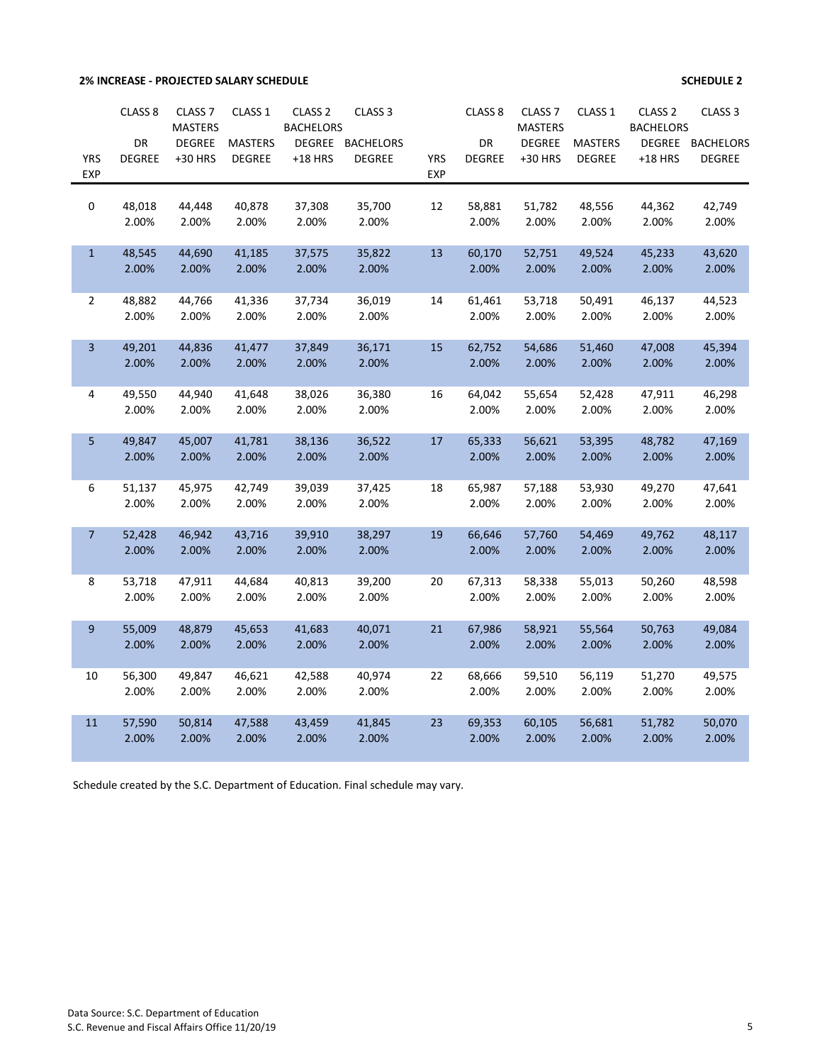**2% INCREASE - PROJECTED SALARY SCHEDULE** **SCHEDULE 2**

| YRS EXP | CLASS 8 DR DEGREE | CLASS 7 MASTERS DEGREE +30 HRS | CLASS 1 MASTERS DEGREE | CLASS 2 BACHELORS DEGREE +18 HRS | CLASS 3 BACHELORS DEGREE | YRS EXP | CLASS 8 DR DEGREE | CLASS 7 MASTERS DEGREE +30 HRS | CLASS 1 MASTERS DEGREE | CLASS 2 BACHELORS DEGREE +18 HRS | CLASS 3 BACHELORS DEGREE |
|---|---|---|---|---|---|---|---|---|---|---|---|
| 0 | 48,018<br>2.00% | 44,448<br>2.00% | 40,878<br>2.00% | 37,308<br>2.00% | 35,700<br>2.00% | 12 | 58,881<br>2.00% | 51,782<br>2.00% | 48,556<br>2.00% | 44,362<br>2.00% | 42,749<br>2.00% |
| 1 | 48,545<br>2.00% | 44,690<br>2.00% | 41,185<br>2.00% | 37,575<br>2.00% | 35,822<br>2.00% | 13 | 60,170<br>2.00% | 52,751<br>2.00% | 49,524<br>2.00% | 45,233<br>2.00% | 43,620<br>2.00% |
| 2 | 48,882<br>2.00% | 44,766<br>2.00% | 41,336<br>2.00% | 37,734<br>2.00% | 36,019<br>2.00% | 14 | 61,461<br>2.00% | 53,718<br>2.00% | 50,491<br>2.00% | 46,137<br>2.00% | 44,523<br>2.00% |
| 3 | 49,201<br>2.00% | 44,836<br>2.00% | 41,477<br>2.00% | 37,849<br>2.00% | 36,171<br>2.00% | 15 | 62,752<br>2.00% | 54,686<br>2.00% | 51,460<br>2.00% | 47,008<br>2.00% | 45,394<br>2.00% |
| 4 | 49,550<br>2.00% | 44,940<br>2.00% | 41,648<br>2.00% | 38,026<br>2.00% | 36,380<br>2.00% | 16 | 64,042<br>2.00% | 55,654<br>2.00% | 52,428<br>2.00% | 47,911<br>2.00% | 46,298<br>2.00% |
| 5 | 49,847<br>2.00% | 45,007<br>2.00% | 41,781<br>2.00% | 38,136<br>2.00% | 36,522<br>2.00% | 17 | 65,333<br>2.00% | 56,621<br>2.00% | 53,395<br>2.00% | 48,782<br>2.00% | 47,169<br>2.00% |
| 6 | 51,137<br>2.00% | 45,975<br>2.00% | 42,749<br>2.00% | 39,039<br>2.00% | 37,425<br>2.00% | 18 | 65,987<br>2.00% | 57,188<br>2.00% | 53,930<br>2.00% | 49,270<br>2.00% | 47,641<br>2.00% |
| 7 | 52,428<br>2.00% | 46,942<br>2.00% | 43,716<br>2.00% | 39,910<br>2.00% | 38,297<br>2.00% | 19 | 66,646<br>2.00% | 57,760<br>2.00% | 54,469<br>2.00% | 49,762<br>2.00% | 48,117<br>2.00% |
| 8 | 53,718<br>2.00% | 47,911<br>2.00% | 44,684<br>2.00% | 40,813<br>2.00% | 39,200<br>2.00% | 20 | 67,313<br>2.00% | 58,338<br>2.00% | 55,013<br>2.00% | 50,260<br>2.00% | 48,598<br>2.00% |
| 9 | 55,009<br>2.00% | 48,879<br>2.00% | 45,653<br>2.00% | 41,683<br>2.00% | 40,071<br>2.00% | 21 | 67,986<br>2.00% | 58,921<br>2.00% | 55,564<br>2.00% | 50,763<br>2.00% | 49,084<br>2.00% |
| 10 | 56,300<br>2.00% | 49,847<br>2.00% | 46,621<br>2.00% | 42,588<br>2.00% | 40,974<br>2.00% | 22 | 68,666<br>2.00% | 59,510<br>2.00% | 56,119<br>2.00% | 51,270<br>2.00% | 49,575<br>2.00% |
| 11 | 57,590<br>2.00% | 50,814<br>2.00% | 47,588<br>2.00% | 43,459<br>2.00% | 41,845<br>2.00% | 23 | 69,353<br>2.00% | 60,105<br>2.00% | 56,681<br>2.00% | 51,782<br>2.00% | 50,070<br>2.00% |

Schedule created by the S.C. Department of Education. Final schedule may vary.

Data Source: S.C. Department of Education
S.C. Revenue and Fiscal Affairs Office 11/20/19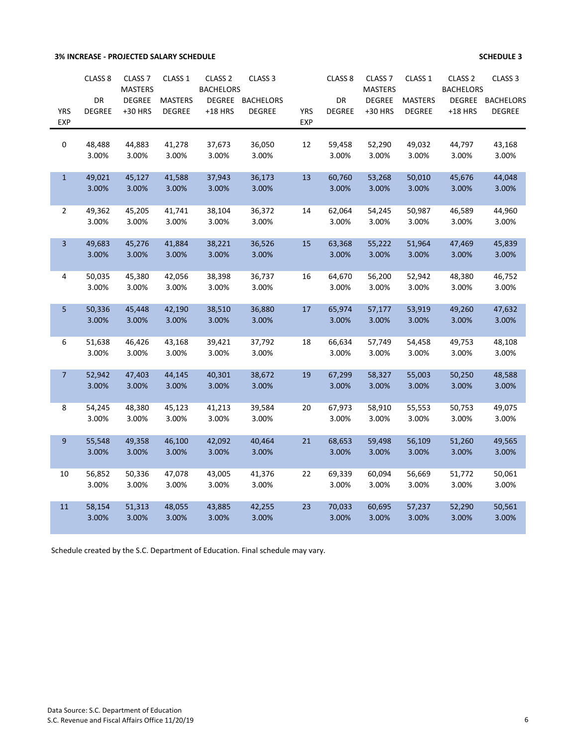**3% INCREASE - PROJECTED SALARY SCHEDULE** **SCHEDULE 3**

| YRS EXP | CLASS 8 DR DEGREE | CLASS 7 MASTERS DEGREE +30 HRS | CLASS 1 MASTERS DEGREE | CLASS 2 BACHELORS DEGREE +18 HRS | CLASS 3 BACHELORS DEGREE | YRS EXP | CLASS 8 DR DEGREE | CLASS 7 MASTERS DEGREE +30 HRS | CLASS 1 MASTERS DEGREE | CLASS 2 BACHELORS DEGREE +18 HRS | CLASS 3 BACHELORS DEGREE |
|---|---|---|---|---|---|---|---|---|---|---|---|
| 0 | 48,488<br>3.00% | 44,883<br>3.00% | 41,278<br>3.00% | 37,673<br>3.00% | 36,050<br>3.00% | 12 | 59,458<br>3.00% | 52,290<br>3.00% | 49,032<br>3.00% | 44,797<br>3.00% | 43,168<br>3.00% |
| 1 | 49,021<br>3.00% | 45,127<br>3.00% | 41,588<br>3.00% | 37,943<br>3.00% | 36,173<br>3.00% | 13 | 60,760<br>3.00% | 53,268<br>3.00% | 50,010<br>3.00% | 45,676<br>3.00% | 44,048<br>3.00% |
| 2 | 49,362<br>3.00% | 45,205<br>3.00% | 41,741<br>3.00% | 38,104<br>3.00% | 36,372<br>3.00% | 14 | 62,064<br>3.00% | 54,245<br>3.00% | 50,987<br>3.00% | 46,589<br>3.00% | 44,960<br>3.00% |
| 3 | 49,683<br>3.00% | 45,276<br>3.00% | 41,884<br>3.00% | 38,221<br>3.00% | 36,526<br>3.00% | 15 | 63,368<br>3.00% | 55,222<br>3.00% | 51,964<br>3.00% | 47,469<br>3.00% | 45,839<br>3.00% |
| 4 | 50,035<br>3.00% | 45,380<br>3.00% | 42,056<br>3.00% | 38,398<br>3.00% | 36,737<br>3.00% | 16 | 64,670<br>3.00% | 56,200<br>3.00% | 52,942<br>3.00% | 48,380<br>3.00% | 46,752<br>3.00% |
| 5 | 50,336<br>3.00% | 45,448<br>3.00% | 42,190<br>3.00% | 38,510<br>3.00% | 36,880<br>3.00% | 17 | 65,974<br>3.00% | 57,177<br>3.00% | 53,919<br>3.00% | 49,260<br>3.00% | 47,632<br>3.00% |
| 6 | 51,638<br>3.00% | 46,426<br>3.00% | 43,168<br>3.00% | 39,421<br>3.00% | 37,792<br>3.00% | 18 | 66,634<br>3.00% | 57,749<br>3.00% | 54,458<br>3.00% | 49,753<br>3.00% | 48,108<br>3.00% |
| 7 | 52,942<br>3.00% | 47,403<br>3.00% | 44,145<br>3.00% | 40,301<br>3.00% | 38,672<br>3.00% | 19 | 67,299<br>3.00% | 58,327<br>3.00% | 55,003<br>3.00% | 50,250<br>3.00% | 48,588<br>3.00% |
| 8 | 54,245<br>3.00% | 48,380<br>3.00% | 45,123<br>3.00% | 41,213<br>3.00% | 39,584<br>3.00% | 20 | 67,973<br>3.00% | 58,910<br>3.00% | 55,553<br>3.00% | 50,753<br>3.00% | 49,075<br>3.00% |
| 9 | 55,548<br>3.00% | 49,358<br>3.00% | 46,100<br>3.00% | 42,092<br>3.00% | 40,464<br>3.00% | 21 | 68,653<br>3.00% | 59,498<br>3.00% | 56,109<br>3.00% | 51,260<br>3.00% | 49,565<br>3.00% |
| 10 | 56,852<br>3.00% | 50,336<br>3.00% | 47,078<br>3.00% | 43,005<br>3.00% | 41,376<br>3.00% | 22 | 69,339<br>3.00% | 60,094<br>3.00% | 56,669<br>3.00% | 51,772<br>3.00% | 50,061<br>3.00% |
| 11 | 58,154<br>3.00% | 51,313<br>3.00% | 48,055<br>3.00% | 43,885<br>3.00% | 42,255<br>3.00% | 23 | 70,033<br>3.00% | 60,695<br>3.00% | 57,237<br>3.00% | 52,290<br>3.00% | 50,561<br>3.00% |

Schedule created by the S.C. Department of Education. Final schedule may vary.

Data Source: S.C. Department of Education
S.C. Revenue and Fiscal Affairs Office 11/20/19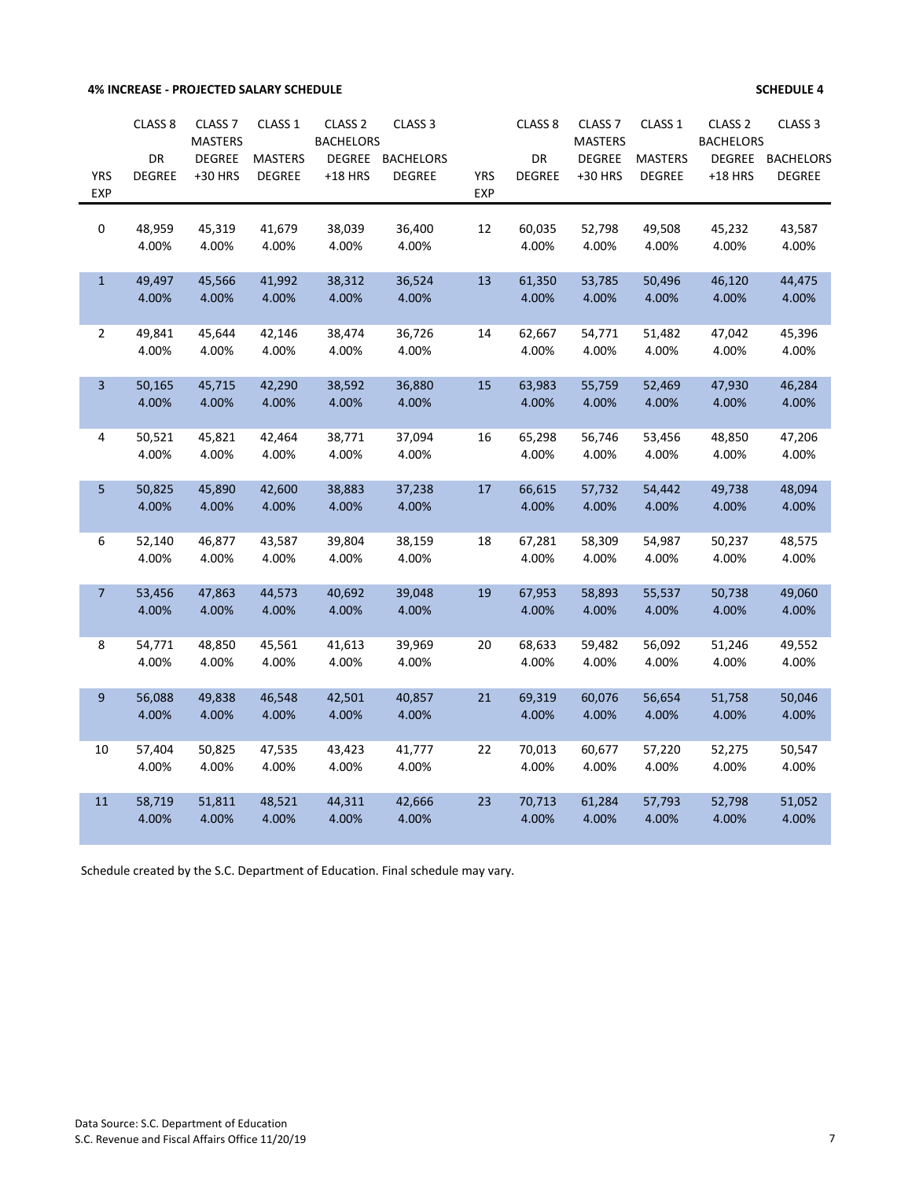**4% INCREASE - PROJECTED SALARY SCHEDULE** **SCHEDULE 4**

| YRS EXP | CLASS 8 DR DEGREE | CLASS 7 MASTERS DEGREE +30 HRS | CLASS 1 MASTERS DEGREE | CLASS 2 BACHELORS DEGREE +18 HRS | CLASS 3 BACHELORS DEGREE | YRS EXP | CLASS 8 DR DEGREE | CLASS 7 MASTERS DEGREE +30 HRS | CLASS 1 MASTERS DEGREE | CLASS 2 BACHELORS DEGREE +18 HRS | CLASS 3 BACHELORS DEGREE |
|---|---|---|---|---|---|---|---|---|---|---|---|
| 0 | 48,959 | 45,319 | 41,679 | 38,039 | 36,400 | 12 | 60,035 | 52,798 | 49,508 | 45,232 | 43,587 |
| | 4.00% | 4.00% | 4.00% | 4.00% | 4.00% | | 4.00% | 4.00% | 4.00% | 4.00% | 4.00% |
| 1 | 49,497 | 45,566 | 41,992 | 38,312 | 36,524 | 13 | 61,350 | 53,785 | 50,496 | 46,120 | 44,475 |
| | 4.00% | 4.00% | 4.00% | 4.00% | 4.00% | | 4.00% | 4.00% | 4.00% | 4.00% | 4.00% |
| 2 | 49,841 | 45,644 | 42,146 | 38,474 | 36,726 | 14 | 62,667 | 54,771 | 51,482 | 47,042 | 45,396 |
| | 4.00% | 4.00% | 4.00% | 4.00% | 4.00% | | 4.00% | 4.00% | 4.00% | 4.00% | 4.00% |
| 3 | 50,165 | 45,715 | 42,290 | 38,592 | 36,880 | 15 | 63,983 | 55,759 | 52,469 | 47,930 | 46,284 |
| | 4.00% | 4.00% | 4.00% | 4.00% | 4.00% | | 4.00% | 4.00% | 4.00% | 4.00% | 4.00% |
| 4 | 50,521 | 45,821 | 42,464 | 38,771 | 37,094 | 16 | 65,298 | 56,746 | 53,456 | 48,850 | 47,206 |
| | 4.00% | 4.00% | 4.00% | 4.00% | 4.00% | | 4.00% | 4.00% | 4.00% | 4.00% | 4.00% |
| 5 | 50,825 | 45,890 | 42,600 | 38,883 | 37,238 | 17 | 66,615 | 57,732 | 54,442 | 49,738 | 48,094 |
| | 4.00% | 4.00% | 4.00% | 4.00% | 4.00% | | 4.00% | 4.00% | 4.00% | 4.00% | 4.00% |
| 6 | 52,140 | 46,877 | 43,587 | 39,804 | 38,159 | 18 | 67,281 | 58,309 | 54,987 | 50,237 | 48,575 |
| | 4.00% | 4.00% | 4.00% | 4.00% | 4.00% | | 4.00% | 4.00% | 4.00% | 4.00% | 4.00% |
| 7 | 53,456 | 47,863 | 44,573 | 40,692 | 39,048 | 19 | 67,953 | 58,893 | 55,537 | 50,738 | 49,060 |
| | 4.00% | 4.00% | 4.00% | 4.00% | 4.00% | | 4.00% | 4.00% | 4.00% | 4.00% | 4.00% |
| 8 | 54,771 | 48,850 | 45,561 | 41,613 | 39,969 | 20 | 68,633 | 59,482 | 56,092 | 51,246 | 49,552 |
| | 4.00% | 4.00% | 4.00% | 4.00% | 4.00% | | 4.00% | 4.00% | 4.00% | 4.00% | 4.00% |
| 9 | 56,088 | 49,838 | 46,548 | 42,501 | 40,857 | 21 | 69,319 | 60,076 | 56,654 | 51,758 | 50,046 |
| | 4.00% | 4.00% | 4.00% | 4.00% | 4.00% | | 4.00% | 4.00% | 4.00% | 4.00% | 4.00% |
| 10 | 57,404 | 50,825 | 47,535 | 43,423 | 41,777 | 22 | 70,013 | 60,677 | 57,220 | 52,275 | 50,547 |
| | 4.00% | 4.00% | 4.00% | 4.00% | 4.00% | | 4.00% | 4.00% | 4.00% | 4.00% | 4.00% |
| 11 | 58,719 | 51,811 | 48,521 | 44,311 | 42,666 | 23 | 70,713 | 61,284 | 57,793 | 52,798 | 51,052 |
| | 4.00% | 4.00% | 4.00% | 4.00% | 4.00% | | 4.00% | 4.00% | 4.00% | 4.00% | 4.00% |

Schedule created by the S.C. Department of Education. Final schedule may vary.

Data Source: S.C. Department of Education
S.C. Revenue and Fiscal Affairs Office 11/20/19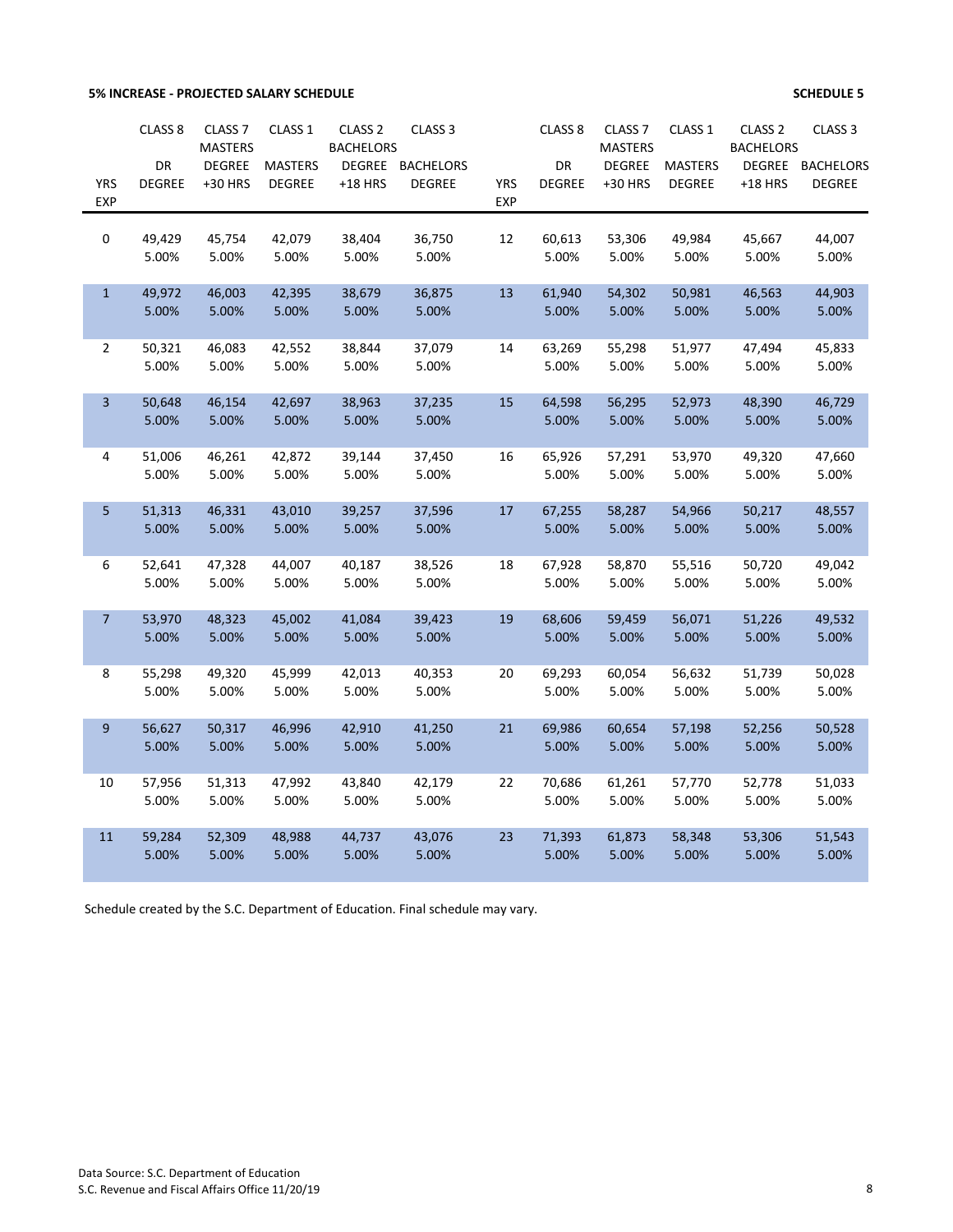**5% INCREASE - PROJECTED SALARY SCHEDULE** **SCHEDULE 5**

| YRS EXP | CLASS 8 DR DEGREE | CLASS 7 MASTERS DEGREE +30 HRS | CLASS 1 MASTERS DEGREE | CLASS 2 BACHELORS DEGREE +18 HRS | CLASS 3 BACHELORS DEGREE | YRS EXP | CLASS 8 DR DEGREE | CLASS 7 MASTERS DEGREE +30 HRS | CLASS 1 MASTERS DEGREE | CLASS 2 BACHELORS DEGREE +18 HRS | CLASS 3 BACHELORS DEGREE |
|---|---|---|---|---|---|---|---|---|---|---|---|
| 0 | 49,429<br>5.00% | 45,754<br>5.00% | 42,079<br>5.00% | 38,404<br>5.00% | 36,750<br>5.00% | 12 | 60,613<br>5.00% | 53,306<br>5.00% | 49,984<br>5.00% | 45,667<br>5.00% | 44,007<br>5.00% |
| 1 | 49,972<br>5.00% | 46,003<br>5.00% | 42,395<br>5.00% | 38,679<br>5.00% | 36,875<br>5.00% | 13 | 61,940<br>5.00% | 54,302<br>5.00% | 50,981<br>5.00% | 46,563<br>5.00% | 44,903<br>5.00% |
| 2 | 50,321<br>5.00% | 46,083<br>5.00% | 42,552<br>5.00% | 38,844<br>5.00% | 37,079<br>5.00% | 14 | 63,269<br>5.00% | 55,298<br>5.00% | 51,977<br>5.00% | 47,494<br>5.00% | 45,833<br>5.00% |
| 3 | 50,648<br>5.00% | 46,154<br>5.00% | 42,697<br>5.00% | 38,963<br>5.00% | 37,235<br>5.00% | 15 | 64,598<br>5.00% | 56,295<br>5.00% | 52,973<br>5.00% | 48,390<br>5.00% | 46,729<br>5.00% |
| 4 | 51,006<br>5.00% | 46,261<br>5.00% | 42,872<br>5.00% | 39,144<br>5.00% | 37,450<br>5.00% | 16 | 65,926<br>5.00% | 57,291<br>5.00% | 53,970<br>5.00% | 49,320<br>5.00% | 47,660<br>5.00% |
| 5 | 51,313<br>5.00% | 46,331<br>5.00% | 43,010<br>5.00% | 39,257<br>5.00% | 37,596<br>5.00% | 17 | 67,255<br>5.00% | 58,287<br>5.00% | 54,966<br>5.00% | 50,217<br>5.00% | 48,557<br>5.00% |
| 6 | 52,641<br>5.00% | 47,328<br>5.00% | 44,007<br>5.00% | 40,187<br>5.00% | 38,526<br>5.00% | 18 | 67,928<br>5.00% | 58,870<br>5.00% | 55,516<br>5.00% | 50,720<br>5.00% | 49,042<br>5.00% |
| 7 | 53,970<br>5.00% | 48,323<br>5.00% | 45,002<br>5.00% | 41,084<br>5.00% | 39,423<br>5.00% | 19 | 68,606<br>5.00% | 59,459<br>5.00% | 56,071<br>5.00% | 51,226<br>5.00% | 49,532<br>5.00% |
| 8 | 55,298<br>5.00% | 49,320<br>5.00% | 45,999<br>5.00% | 42,013<br>5.00% | 40,353<br>5.00% | 20 | 69,293<br>5.00% | 60,054<br>5.00% | 56,632<br>5.00% | 51,739<br>5.00% | 50,028<br>5.00% |
| 9 | 56,627<br>5.00% | 50,317<br>5.00% | 46,996<br>5.00% | 42,910<br>5.00% | 41,250<br>5.00% | 21 | 69,986<br>5.00% | 60,654<br>5.00% | 57,198<br>5.00% | 52,256<br>5.00% | 50,528<br>5.00% |
| 10 | 57,956<br>5.00% | 51,313<br>5.00% | 47,992<br>5.00% | 43,840<br>5.00% | 42,179<br>5.00% | 22 | 70,686<br>5.00% | 61,261<br>5.00% | 57,770<br>5.00% | 52,778<br>5.00% | 51,033<br>5.00% |
| 11 | 59,284<br>5.00% | 52,309<br>5.00% | 48,988<br>5.00% | 44,737<br>5.00% | 43,076<br>5.00% | 23 | 71,393<br>5.00% | 61,873<br>5.00% | 58,348<br>5.00% | 53,306<br>5.00% | 51,543<br>5.00% |

Schedule created by the S.C. Department of Education. Final schedule may vary.

Data Source: S.C. Department of Education
S.C. Revenue and Fiscal Affairs Office 11/20/19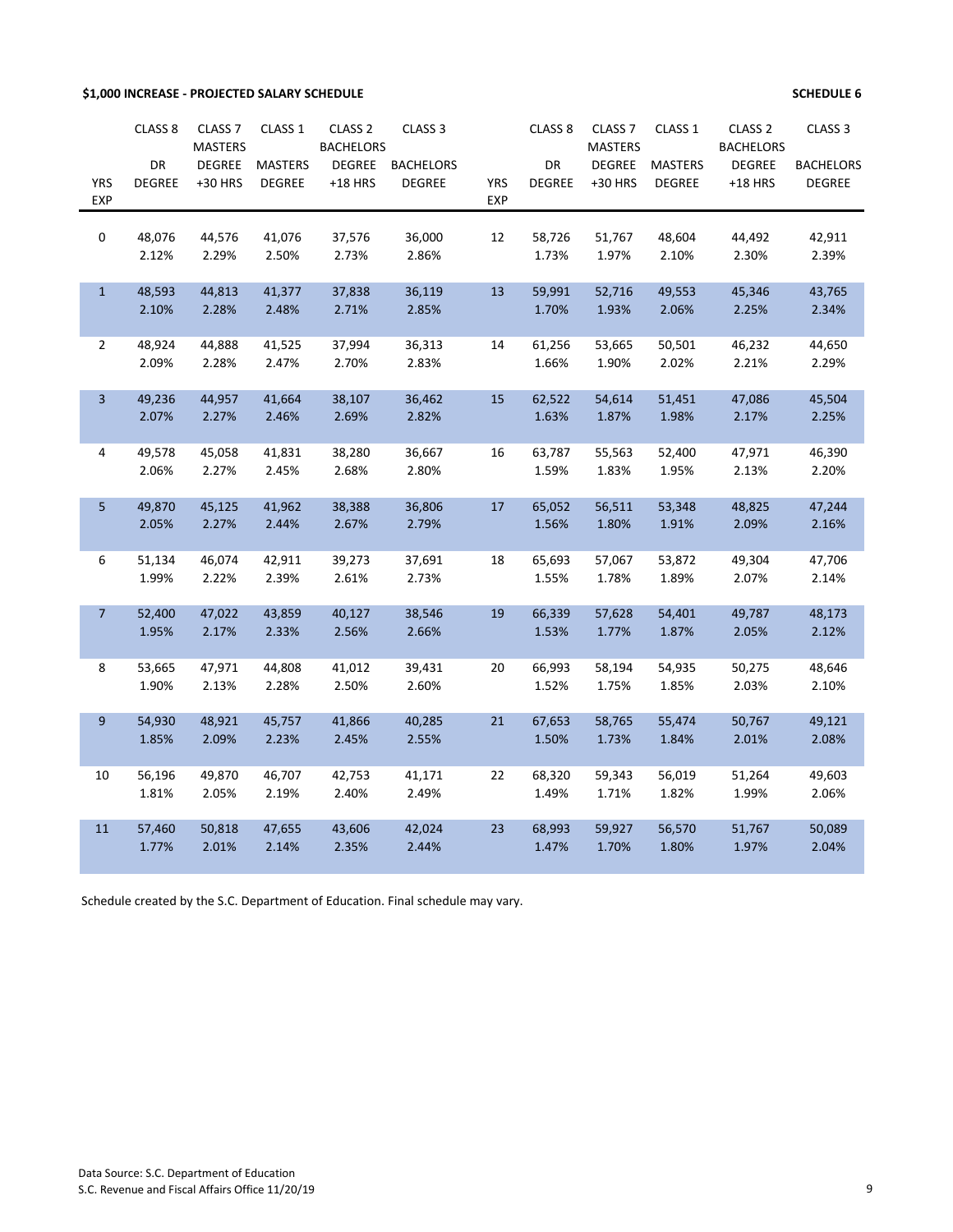**$1,000 INCREASE - PROJECTED SALARY SCHEDULE** **SCHEDULE 6**

| YRS EXP | CLASS 8 DR DEGREE | CLASS 7 MASTERS DEGREE +30 HRS | CLASS 1 MASTERS DEGREE | CLASS 2 BACHELORS DEGREE +18 HRS | CLASS 3 BACHELORS DEGREE | YRS EXP | CLASS 8 DR DEGREE | CLASS 7 MASTERS DEGREE +30 HRS | CLASS 1 MASTERS DEGREE | CLASS 2 BACHELORS DEGREE +18 HRS | CLASS 3 BACHELORS DEGREE |
|---|---|---|---|---|---|---|---|---|---|---|---|
| 0 | 48,076 | 44,576 | 41,076 | 37,576 | 36,000 | 12 | 58,726 | 51,767 | 48,604 | 44,492 | 42,911 |
| | 2.12% | 2.29% | 2.50% | 2.73% | 2.86% | | 1.73% | 1.97% | 2.10% | 2.30% | 2.39% |
| 1 | 48,593 | 44,813 | 41,377 | 37,838 | 36,119 | 13 | 59,991 | 52,716 | 49,553 | 45,346 | 43,765 |
| | 2.10% | 2.28% | 2.48% | 2.71% | 2.85% | | 1.70% | 1.93% | 2.06% | 2.25% | 2.34% |
| 2 | 48,924 | 44,888 | 41,525 | 37,994 | 36,313 | 14 | 61,256 | 53,665 | 50,501 | 46,232 | 44,650 |
| | 2.09% | 2.28% | 2.47% | 2.70% | 2.83% | | 1.66% | 1.90% | 2.02% | 2.21% | 2.29% |
| 3 | 49,236 | 44,957 | 41,664 | 38,107 | 36,462 | 15 | 62,522 | 54,614 | 51,451 | 47,086 | 45,504 |
| | 2.07% | 2.27% | 2.46% | 2.69% | 2.82% | | 1.63% | 1.87% | 1.98% | 2.17% | 2.25% |
| 4 | 49,578 | 45,058 | 41,831 | 38,280 | 36,667 | 16 | 63,787 | 55,563 | 52,400 | 47,971 | 46,390 |
| | 2.06% | 2.27% | 2.45% | 2.68% | 2.80% | | 1.59% | 1.83% | 1.95% | 2.13% | 2.20% |
| 5 | 49,870 | 45,125 | 41,962 | 38,388 | 36,806 | 17 | 65,052 | 56,511 | 53,348 | 48,825 | 47,244 |
| | 2.05% | 2.27% | 2.44% | 2.67% | 2.79% | | 1.56% | 1.80% | 1.91% | 2.09% | 2.16% |
| 6 | 51,134 | 46,074 | 42,911 | 39,273 | 37,691 | 18 | 65,693 | 57,067 | 53,872 | 49,304 | 47,706 |
| | 1.99% | 2.22% | 2.39% | 2.61% | 2.73% | | 1.55% | 1.78% | 1.89% | 2.07% | 2.14% |
| 7 | 52,400 | 47,022 | 43,859 | 40,127 | 38,546 | 19 | 66,339 | 57,628 | 54,401 | 49,787 | 48,173 |
| | 1.95% | 2.17% | 2.33% | 2.56% | 2.66% | | 1.53% | 1.77% | 1.87% | 2.05% | 2.12% |
| 8 | 53,665 | 47,971 | 44,808 | 41,012 | 39,431 | 20 | 66,993 | 58,194 | 54,935 | 50,275 | 48,646 |
| | 1.90% | 2.13% | 2.28% | 2.50% | 2.60% | | 1.52% | 1.75% | 1.85% | 2.03% | 2.10% |
| 9 | 54,930 | 48,921 | 45,757 | 41,866 | 40,285 | 21 | 67,653 | 58,765 | 55,474 | 50,767 | 49,121 |
| | 1.85% | 2.09% | 2.23% | 2.45% | 2.55% | | 1.50% | 1.73% | 1.84% | 2.01% | 2.08% |
| 10 | 56,196 | 49,870 | 46,707 | 42,753 | 41,171 | 22 | 68,320 | 59,343 | 56,019 | 51,264 | 49,603 |
| | 1.81% | 2.05% | 2.19% | 2.40% | 2.49% | | 1.49% | 1.71% | 1.82% | 1.99% | 2.06% |
| 11 | 57,460 | 50,818 | 47,655 | 43,606 | 42,024 | 23 | 68,993 | 59,927 | 56,570 | 51,767 | 50,089 |
| | 1.77% | 2.01% | 2.14% | 2.35% | 2.44% | | 1.47% | 1.70% | 1.80% | 1.97% | 2.04% |

Schedule created by the S.C. Department of Education. Final schedule may vary.

Data Source: S.C. Department of Education
S.C. Revenue and Fiscal Affairs Office 11/20/19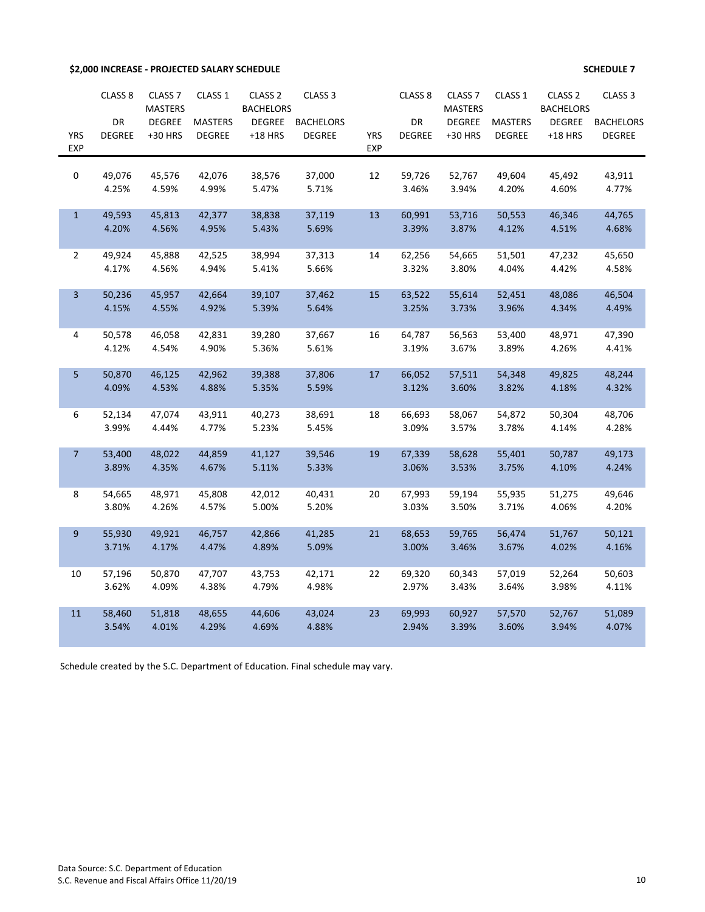**$2,000 INCREASE - PROJECTED SALARY SCHEDULE** **SCHEDULE 7**

| YRS EXP | CLASS 8 DR DEGREE | CLASS 7 MASTERS DEGREE +30 HRS | CLASS 1 MASTERS DEGREE | CLASS 2 BACHELORS DEGREE +18 HRS | CLASS 3 BACHELORS DEGREE | YRS EXP | CLASS 8 DR DEGREE | CLASS 7 MASTERS DEGREE +30 HRS | CLASS 1 MASTERS DEGREE | CLASS 2 BACHELORS DEGREE +18 HRS | CLASS 3 BACHELORS DEGREE |
|---|---|---|---|---|---|---|---|---|---|---|---|
| 0 | 49,076<br>4.25% | 45,576<br>4.59% | 42,076<br>4.99% | 38,576<br>5.47% | 37,000<br>5.71% | 12 | 59,726<br>3.46% | 52,767<br>3.94% | 49,604<br>4.20% | 45,492<br>4.60% | 43,911<br>4.77% |
| 1 | 49,593<br>4.20% | 45,813<br>4.56% | 42,377<br>4.95% | 38,838<br>5.43% | 37,119<br>5.69% | 13 | 60,991<br>3.39% | 53,716<br>3.87% | 50,553<br>4.12% | 46,346<br>4.51% | 44,765<br>4.68% |
| 2 | 49,924<br>4.17% | 45,888<br>4.56% | 42,525<br>4.94% | 38,994<br>5.41% | 37,313<br>5.66% | 14 | 62,256<br>3.32% | 54,665<br>3.80% | 51,501<br>4.04% | 47,232<br>4.42% | 45,650<br>4.58% |
| 3 | 50,236<br>4.15% | 45,957<br>4.55% | 42,664<br>4.92% | 39,107<br>5.39% | 37,462<br>5.64% | 15 | 63,522<br>3.25% | 55,614<br>3.73% | 52,451<br>3.96% | 48,086<br>4.34% | 46,504<br>4.49% |
| 4 | 50,578<br>4.12% | 46,058<br>4.54% | 42,831<br>4.90% | 39,280<br>5.36% | 37,667<br>5.61% | 16 | 64,787<br>3.19% | 56,563<br>3.67% | 53,400<br>3.89% | 48,971<br>4.26% | 47,390<br>4.41% |
| 5 | 50,870<br>4.09% | 46,125<br>4.53% | 42,962<br>4.88% | 39,388<br>5.35% | 37,806<br>5.59% | 17 | 66,052<br>3.12% | 57,511<br>3.60% | 54,348<br>3.82% | 49,825<br>4.18% | 48,244<br>4.32% |
| 6 | 52,134<br>3.99% | 47,074<br>4.44% | 43,911<br>4.77% | 40,273<br>5.23% | 38,691<br>5.45% | 18 | 66,693<br>3.09% | 58,067<br>3.57% | 54,872<br>3.78% | 50,304<br>4.14% | 48,706<br>4.28% |
| 7 | 53,400<br>3.89% | 48,022<br>4.35% | 44,859<br>4.67% | 41,127<br>5.11% | 39,546<br>5.33% | 19 | 67,339<br>3.06% | 58,628<br>3.53% | 55,401<br>3.75% | 50,787<br>4.10% | 49,173<br>4.24% |
| 8 | 54,665<br>3.80% | 48,971<br>4.26% | 45,808<br>4.57% | 42,012<br>5.00% | 40,431<br>5.20% | 20 | 67,993<br>3.03% | 59,194<br>3.50% | 55,935<br>3.71% | 51,275<br>4.06% | 49,646<br>4.20% |
| 9 | 55,930<br>3.71% | 49,921<br>4.17% | 46,757<br>4.47% | 42,866<br>4.89% | 41,285<br>5.09% | 21 | 68,653<br>3.00% | 59,765<br>3.46% | 56,474<br>3.67% | 51,767<br>4.02% | 50,121<br>4.16% |
| 10 | 57,196<br>3.62% | 50,870<br>4.09% | 47,707<br>4.38% | 43,753<br>4.79% | 42,171<br>4.98% | 22 | 69,320<br>2.97% | 60,343<br>3.43% | 57,019<br>3.64% | 52,264<br>3.98% | 50,603<br>4.11% |
| 11 | 58,460<br>3.54% | 51,818<br>4.01% | 48,655<br>4.29% | 44,606<br>4.69% | 43,024<br>4.88% | 23 | 69,993<br>2.94% | 60,927<br>3.39% | 57,570<br>3.60% | 52,767<br>3.94% | 51,089<br>4.07% |

Schedule created by the S.C. Department of Education. Final schedule may vary.

Data Source: S.C. Department of Education
S.C. Revenue and Fiscal Affairs Office 11/20/19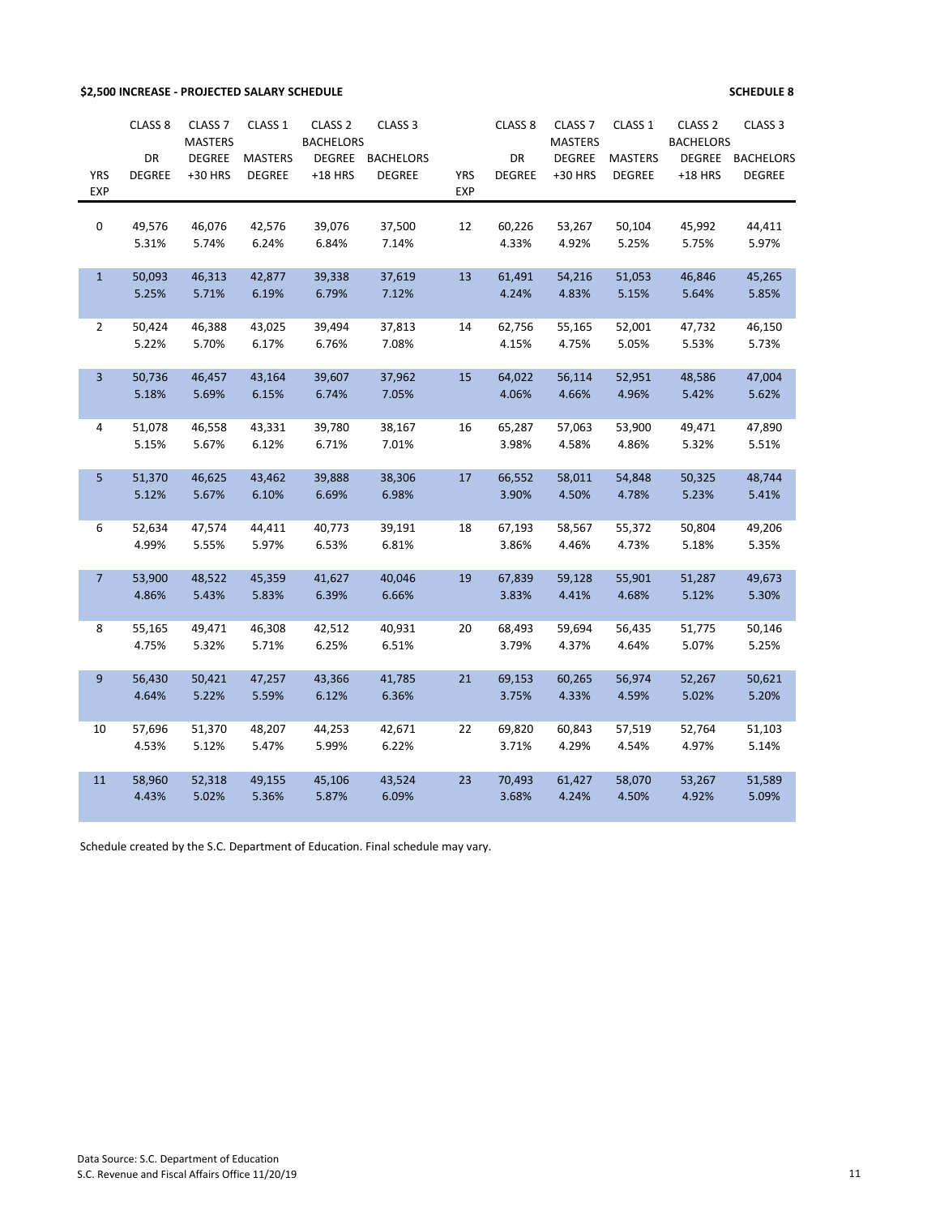**$2,500 INCREASE - PROJECTED SALARY SCHEDULE** **SCHEDULE 8**

| YRS EXP | CLASS 8 DR DEGREE | CLASS 7 MASTERS DEGREE +30 HRS | CLASS 1 MASTERS DEGREE | CLASS 2 BACHELORS DEGREE +18 HRS | CLASS 3 BACHELORS DEGREE | YRS EXP | CLASS 8 DR DEGREE | CLASS 7 MASTERS DEGREE +30 HRS | CLASS 1 MASTERS DEGREE | CLASS 2 BACHELORS DEGREE +18 HRS | CLASS 3 BACHELORS DEGREE |
|---|---|---|---|---|---|---|---|---|---|---|---|
| 0 | 49,576 | 46,076 | 42,576 | 39,076 | 37,500 | 12 | 60,226 | 53,267 | 50,104 | 45,992 | 44,411 |
| | 5.31% | 5.74% | 6.24% | 6.84% | 7.14% | | 4.33% | 4.92% | 5.25% | 5.75% | 5.97% |
| 1 | 50,093 | 46,313 | 42,877 | 39,338 | 37,619 | 13 | 61,491 | 54,216 | 51,053 | 46,846 | 45,265 |
| | 5.25% | 5.71% | 6.19% | 6.79% | 7.12% | | 4.24% | 4.83% | 5.15% | 5.64% | 5.85% |
| 2 | 50,424 | 46,388 | 43,025 | 39,494 | 37,813 | 14 | 62,756 | 55,165 | 52,001 | 47,732 | 46,150 |
| | 5.22% | 5.70% | 6.17% | 6.76% | 7.08% | | 4.15% | 4.75% | 5.05% | 5.53% | 5.73% |
| 3 | 50,736 | 46,457 | 43,164 | 39,607 | 37,962 | 15 | 64,022 | 56,114 | 52,951 | 48,586 | 47,004 |
| | 5.18% | 5.69% | 6.15% | 6.74% | 7.05% | | 4.06% | 4.66% | 4.96% | 5.42% | 5.62% |
| 4 | 51,078 | 46,558 | 43,331 | 39,780 | 38,167 | 16 | 65,287 | 57,063 | 53,900 | 49,471 | 47,890 |
| | 5.15% | 5.67% | 6.12% | 6.71% | 7.01% | | 3.98% | 4.58% | 4.86% | 5.32% | 5.51% |
| 5 | 51,370 | 46,625 | 43,462 | 39,888 | 38,306 | 17 | 66,552 | 58,011 | 54,848 | 50,325 | 48,744 |
| | 5.12% | 5.67% | 6.10% | 6.69% | 6.98% | | 3.90% | 4.50% | 4.78% | 5.23% | 5.41% |
| 6 | 52,634 | 47,574 | 44,411 | 40,773 | 39,191 | 18 | 67,193 | 58,567 | 55,372 | 50,804 | 49,206 |
| | 4.99% | 5.55% | 5.97% | 6.53% | 6.81% | | 3.86% | 4.46% | 4.73% | 5.18% | 5.35% |
| 7 | 53,900 | 48,522 | 45,359 | 41,627 | 40,046 | 19 | 67,839 | 59,128 | 55,901 | 51,287 | 49,673 |
| | 4.86% | 5.43% | 5.83% | 6.39% | 6.66% | | 3.83% | 4.41% | 4.68% | 5.12% | 5.30% |
| 8 | 55,165 | 49,471 | 46,308 | 42,512 | 40,931 | 20 | 68,493 | 59,694 | 56,435 | 51,775 | 50,146 |
| | 4.75% | 5.32% | 5.71% | 6.25% | 6.51% | | 3.79% | 4.37% | 4.64% | 5.07% | 5.25% |
| 9 | 56,430 | 50,421 | 47,257 | 43,366 | 41,785 | 21 | 69,153 | 60,265 | 56,974 | 52,267 | 50,621 |
| | 4.64% | 5.22% | 5.59% | 6.12% | 6.36% | | 3.75% | 4.33% | 4.59% | 5.02% | 5.20% |
| 10 | 57,696 | 51,370 | 48,207 | 44,253 | 42,671 | 22 | 69,820 | 60,843 | 57,519 | 52,764 | 51,103 |
| | 4.53% | 5.12% | 5.47% | 5.99% | 6.22% | | 3.71% | 4.29% | 4.54% | 4.97% | 5.14% |
| 11 | 58,960 | 52,318 | 49,155 | 45,106 | 43,524 | 23 | 70,493 | 61,427 | 58,070 | 53,267 | 51,589 |
| | 4.43% | 5.02% | 5.36% | 5.87% | 6.09% | | 3.68% | 4.24% | 4.50% | 4.92% | 5.09% |

Schedule created by the S.C. Department of Education. Final schedule may vary.

Data Source: S.C. Department of Education
S.C. Revenue and Fiscal Affairs Office 11/20/19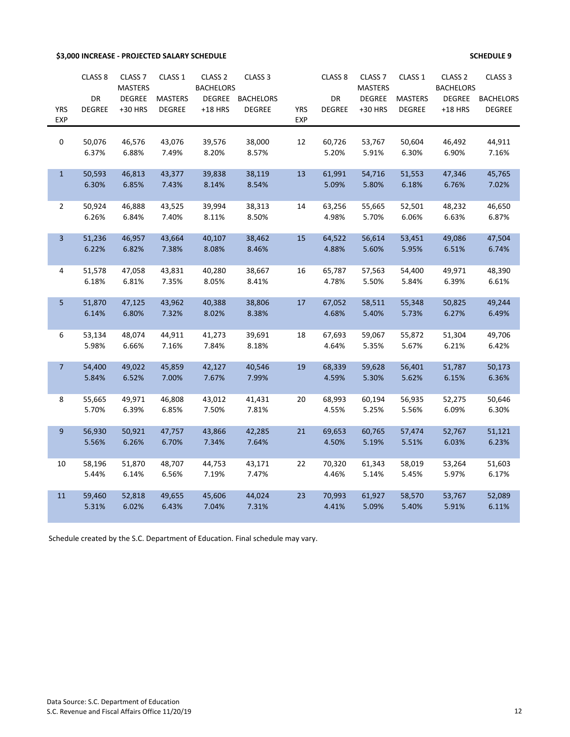**$3,000 INCREASE - PROJECTED SALARY SCHEDULE** **SCHEDULE 9**

| YRS EXP | CLASS 8 DR DEGREE | CLASS 7 MASTERS DEGREE +30 HRS | CLASS 1 MASTERS DEGREE | CLASS 2 BACHELORS DEGREE +18 HRS | CLASS 3 BACHELORS DEGREE | YRS EXP | CLASS 8 DR DEGREE | CLASS 7 MASTERS DEGREE +30 HRS | CLASS 1 MASTERS DEGREE | CLASS 2 BACHELORS DEGREE +18 HRS | CLASS 3 BACHELORS DEGREE |
|---|---|---|---|---|---|---|---|---|---|---|---|
| 0 | 50,076<br>6.37% | 46,576<br>6.88% | 43,076<br>7.49% | 39,576<br>8.20% | 38,000<br>8.57% | 12 | 60,726<br>5.20% | 53,767<br>5.91% | 50,604<br>6.30% | 46,492<br>6.90% | 44,911<br>7.16% |
| 1 | 50,593<br>6.30% | 46,813<br>6.85% | 43,377<br>7.43% | 39,838<br>8.14% | 38,119<br>8.54% | 13 | 61,991<br>5.09% | 54,716<br>5.80% | 51,553<br>6.18% | 47,346<br>6.76% | 45,765<br>7.02% |
| 2 | 50,924<br>6.26% | 46,888<br>6.84% | 43,525<br>7.40% | 39,994<br>8.11% | 38,313<br>8.50% | 14 | 63,256<br>4.98% | 55,665<br>5.70% | 52,501<br>6.06% | 48,232<br>6.63% | 46,650<br>6.87% |
| 3 | 51,236<br>6.22% | 46,957<br>6.82% | 43,664<br>7.38% | 40,107<br>8.08% | 38,462<br>8.46% | 15 | 64,522<br>4.88% | 56,614<br>5.60% | 53,451<br>5.95% | 49,086<br>6.51% | 47,504<br>6.74% |
| 4 | 51,578<br>6.18% | 47,058<br>6.81% | 43,831<br>7.35% | 40,280<br>8.05% | 38,667<br>8.41% | 16 | 65,787<br>4.78% | 57,563<br>5.50% | 54,400<br>5.84% | 49,971<br>6.39% | 48,390<br>6.61% |
| 5 | 51,870<br>6.14% | 47,125<br>6.80% | 43,962<br>7.32% | 40,388<br>8.02% | 38,806<br>8.38% | 17 | 67,052<br>4.68% | 58,511<br>5.40% | 55,348<br>5.73% | 50,825<br>6.27% | 49,244<br>6.49% |
| 6 | 53,134<br>5.98% | 48,074<br>6.66% | 44,911<br>7.16% | 41,273<br>7.84% | 39,691<br>8.18% | 18 | 67,693<br>4.64% | 59,067<br>5.35% | 55,872<br>5.67% | 51,304<br>6.21% | 49,706<br>6.42% |
| 7 | 54,400<br>5.84% | 49,022<br>6.52% | 45,859<br>7.00% | 42,127<br>7.67% | 40,546<br>7.99% | 19 | 68,339<br>4.59% | 59,628<br>5.30% | 56,401<br>5.62% | 51,787<br>6.15% | 50,173<br>6.36% |
| 8 | 55,665<br>5.70% | 49,971<br>6.39% | 46,808<br>6.85% | 43,012<br>7.50% | 41,431<br>7.81% | 20 | 68,993<br>4.55% | 60,194<br>5.25% | 56,935<br>5.56% | 52,275<br>6.09% | 50,646<br>6.30% |
| 9 | 56,930<br>5.56% | 50,921<br>6.26% | 47,757<br>6.70% | 43,866<br>7.34% | 42,285<br>7.64% | 21 | 69,653<br>4.50% | 60,765<br>5.19% | 57,474<br>5.51% | 52,767<br>6.03% | 51,121<br>6.23% |
| 10 | 58,196<br>5.44% | 51,870<br>6.14% | 48,707<br>6.56% | 44,753<br>7.19% | 43,171<br>7.47% | 22 | 70,320<br>4.46% | 61,343<br>5.14% | 58,019<br>5.45% | 53,264<br>5.97% | 51,603<br>6.17% |
| 11 | 59,460<br>5.31% | 52,818<br>6.02% | 49,655<br>6.43% | 45,606<br>7.04% | 44,024<br>7.31% | 23 | 70,993<br>4.41% | 61,927<br>5.09% | 58,570<br>5.40% | 53,767<br>5.91% | 52,089<br>6.11% |

Schedule created by the S.C. Department of Education. Final schedule may vary.

Data Source: S.C. Department of Education
S.C. Revenue and Fiscal Affairs Office 11/20/19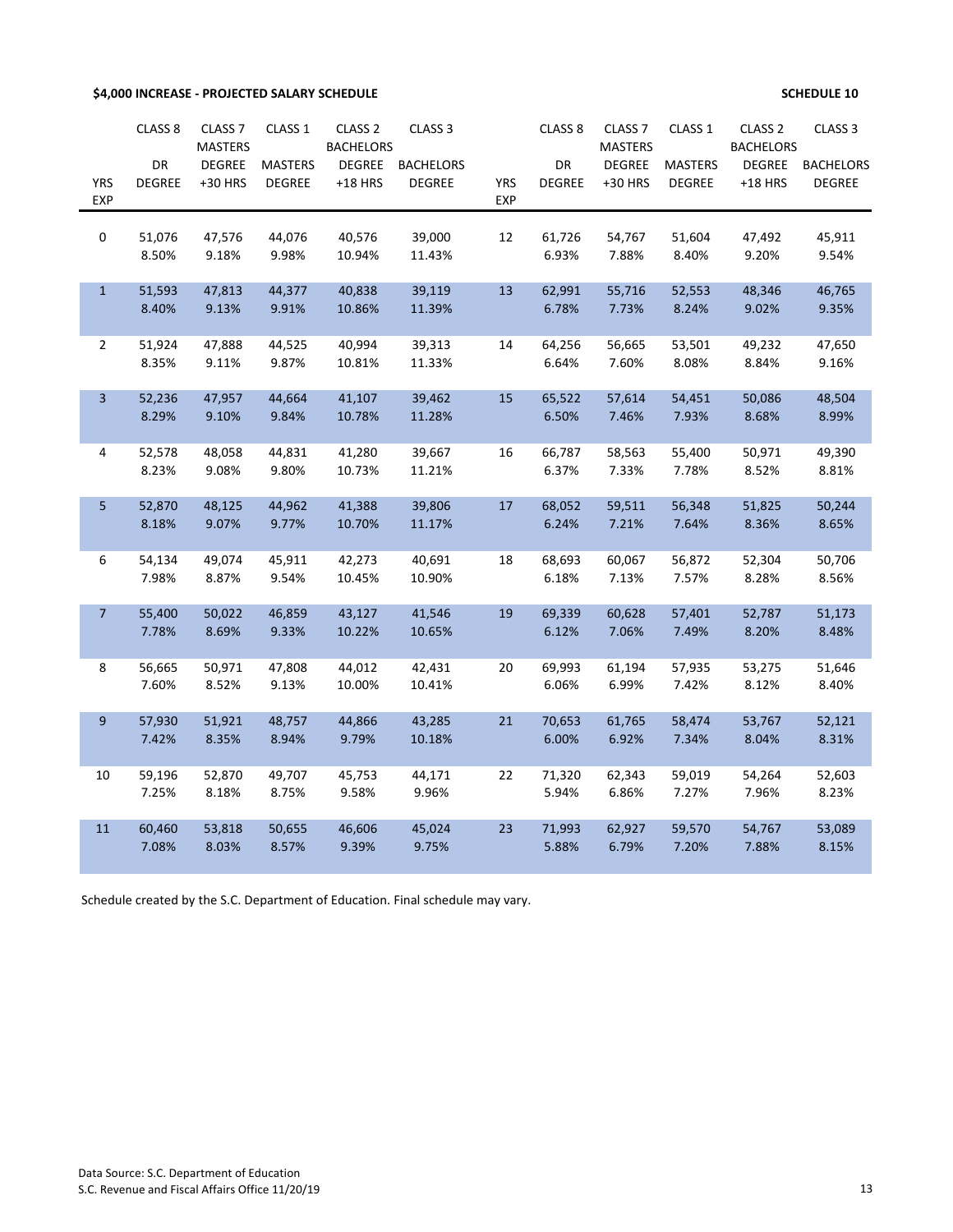**$4,000 INCREASE - PROJECTED SALARY SCHEDULE** **SCHEDULE 10**

| YRS EXP | CLASS 8 DR DEGREE | CLASS 7 MASTERS DEGREE +30 HRS | CLASS 1 MASTERS DEGREE | CLASS 2 BACHELORS DEGREE +18 HRS | CLASS 3 BACHELORS DEGREE | YRS EXP | CLASS 8 DR DEGREE | CLASS 7 MASTERS DEGREE +30 HRS | CLASS 1 MASTERS DEGREE | CLASS 2 BACHELORS DEGREE +18 HRS | CLASS 3 BACHELORS DEGREE |
|---|---|---|---|---|---|---|---|---|---|---|---|
| 0 | 51,076<br>8.50% | 47,576<br>9.18% | 44,076<br>9.98% | 40,576<br>10.94% | 39,000<br>11.43% | 12 | 61,726<br>6.93% | 54,767<br>7.88% | 51,604<br>8.40% | 47,492<br>9.20% | 45,911<br>9.54% |
| 1 | 51,593<br>8.40% | 47,813<br>9.13% | 44,377<br>9.91% | 40,838<br>10.86% | 39,119<br>11.39% | 13 | 62,991<br>6.78% | 55,716<br>7.73% | 52,553<br>8.24% | 48,346<br>9.02% | 46,765<br>9.35% |
| 2 | 51,924<br>8.35% | 47,888<br>9.11% | 44,525<br>9.87% | 40,994<br>10.81% | 39,313<br>11.33% | 14 | 64,256<br>6.64% | 56,665<br>7.60% | 53,501<br>8.08% | 49,232<br>8.84% | 47,650<br>9.16% |
| 3 | 52,236<br>8.29% | 47,957<br>9.10% | 44,664<br>9.84% | 41,107<br>10.78% | 39,462<br>11.28% | 15 | 65,522<br>6.50% | 57,614<br>7.46% | 54,451<br>7.93% | 50,086<br>8.68% | 48,504<br>8.99% |
| 4 | 52,578<br>8.23% | 48,058<br>9.08% | 44,831<br>9.80% | 41,280<br>10.73% | 39,667<br>11.21% | 16 | 66,787<br>6.37% | 58,563<br>7.33% | 55,400<br>7.78% | 50,971<br>8.52% | 49,390<br>8.81% |
| 5 | 52,870<br>8.18% | 48,125<br>9.07% | 44,962<br>9.77% | 41,388<br>10.70% | 39,806<br>11.17% | 17 | 68,052<br>6.24% | 59,511<br>7.21% | 56,348<br>7.64% | 51,825<br>8.36% | 50,244<br>8.65% |
| 6 | 54,134<br>7.98% | 49,074<br>8.87% | 45,911<br>9.54% | 42,273<br>10.45% | 40,691<br>10.90% | 18 | 68,693<br>6.18% | 60,067<br>7.13% | 56,872<br>7.57% | 52,304<br>8.28% | 50,706<br>8.56% |
| 7 | 55,400<br>7.78% | 50,022<br>8.69% | 46,859<br>9.33% | 43,127<br>10.22% | 41,546<br>10.65% | 19 | 69,339<br>6.12% | 60,628<br>7.06% | 57,401<br>7.49% | 52,787<br>8.20% | 51,173<br>8.48% |
| 8 | 56,665<br>7.60% | 50,971<br>8.52% | 47,808<br>9.13% | 44,012<br>10.00% | 42,431<br>10.41% | 20 | 69,993<br>6.06% | 61,194<br>6.99% | 57,935<br>7.42% | 53,275<br>8.12% | 51,646<br>8.40% |
| 9 | 57,930<br>7.42% | 51,921<br>8.35% | 48,757<br>8.94% | 44,866<br>9.79% | 43,285<br>10.18% | 21 | 70,653<br>6.00% | 61,765<br>6.92% | 58,474<br>7.34% | 53,767<br>8.04% | 52,121<br>8.31% |
| 10 | 59,196<br>7.25% | 52,870<br>8.18% | 49,707<br>8.75% | 45,753<br>9.58% | 44,171<br>9.96% | 22 | 71,320<br>5.94% | 62,343<br>6.86% | 59,019<br>7.27% | 54,264<br>7.96% | 52,603<br>8.23% |
| 11 | 60,460<br>7.08% | 53,818<br>8.03% | 50,655<br>8.57% | 46,606<br>9.39% | 45,024<br>9.75% | 23 | 71,993<br>5.88% | 62,927<br>6.79% | 59,570<br>7.20% | 54,767<br>7.88% | 53,089<br>8.15% |

Schedule created by the S.C. Department of Education. Final schedule may vary.

Data Source: S.C. Department of Education
S.C. Revenue and Fiscal Affairs Office 11/20/19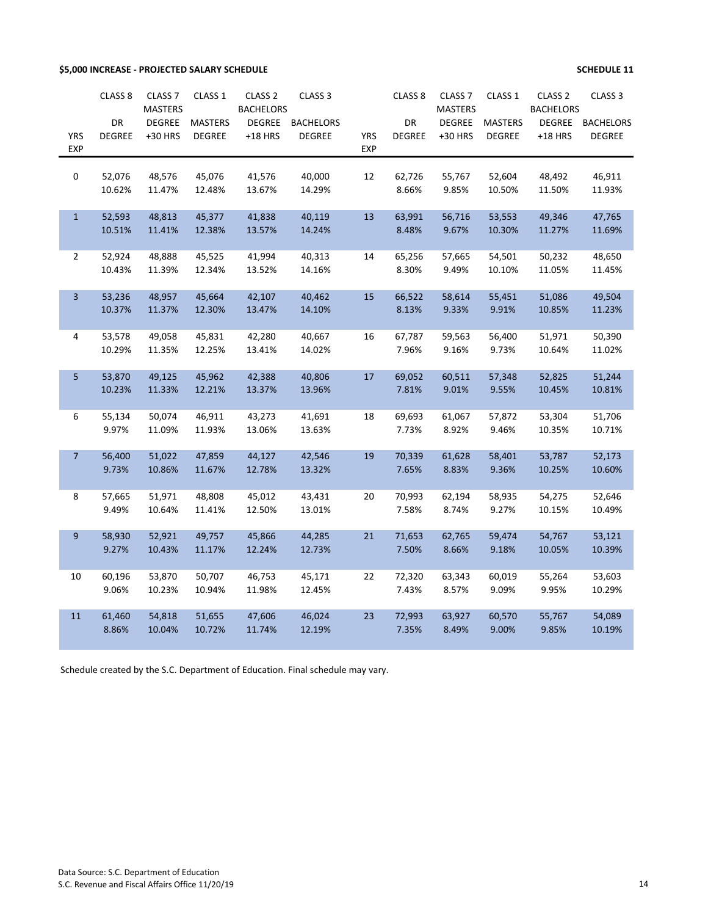**$5,000 INCREASE - PROJECTED SALARY SCHEDULE** **SCHEDULE 11**

| YRS EXP | CLASS 8 DR DEGREE | CLASS 7 MASTERS DEGREE +30 HRS | CLASS 1 MASTERS DEGREE | CLASS 2 BACHELORS DEGREE +18 HRS | CLASS 3 BACHELORS DEGREE | YRS EXP | CLASS 8 DR DEGREE | CLASS 7 MASTERS DEGREE +30 HRS | CLASS 1 MASTERS DEGREE | CLASS 2 BACHELORS DEGREE +18 HRS | CLASS 3 BACHELORS DEGREE |
|---|---|---|---|---|---|---|---|---|---|---|---|
| 0 | 52,076 | 48,576 | 45,076 | 41,576 | 40,000 | 12 | 62,726 | 55,767 | 52,604 | 48,492 | 46,911 |
| | 10.62% | 11.47% | 12.48% | 13.67% | 14.29% | | 8.66% | 9.85% | 10.50% | 11.50% | 11.93% |
| 1 | 52,593 | 48,813 | 45,377 | 41,838 | 40,119 | 13 | 63,991 | 56,716 | 53,553 | 49,346 | 47,765 |
| | 10.51% | 11.41% | 12.38% | 13.57% | 14.24% | | 8.48% | 9.67% | 10.30% | 11.27% | 11.69% |
| 2 | 52,924 | 48,888 | 45,525 | 41,994 | 40,313 | 14 | 65,256 | 57,665 | 54,501 | 50,232 | 48,650 |
| | 10.43% | 11.39% | 12.34% | 13.52% | 14.16% | | 8.30% | 9.49% | 10.10% | 11.05% | 11.45% |
| 3 | 53,236 | 48,957 | 45,664 | 42,107 | 40,462 | 15 | 66,522 | 58,614 | 55,451 | 51,086 | 49,504 |
| | 10.37% | 11.37% | 12.30% | 13.47% | 14.10% | | 8.13% | 9.33% | 9.91% | 10.85% | 11.23% |
| 4 | 53,578 | 49,058 | 45,831 | 42,280 | 40,667 | 16 | 67,787 | 59,563 | 56,400 | 51,971 | 50,390 |
| | 10.29% | 11.35% | 12.25% | 13.41% | 14.02% | | 7.96% | 9.16% | 9.73% | 10.64% | 11.02% |
| 5 | 53,870 | 49,125 | 45,962 | 42,388 | 40,806 | 17 | 69,052 | 60,511 | 57,348 | 52,825 | 51,244 |
| | 10.23% | 11.33% | 12.21% | 13.37% | 13.96% | | 7.81% | 9.01% | 9.55% | 10.45% | 10.81% |
| 6 | 55,134 | 50,074 | 46,911 | 43,273 | 41,691 | 18 | 69,693 | 61,067 | 57,872 | 53,304 | 51,706 |
| | 9.97% | 11.09% | 11.93% | 13.06% | 13.63% | | 7.73% | 8.92% | 9.46% | 10.35% | 10.71% |
| 7 | 56,400 | 51,022 | 47,859 | 44,127 | 42,546 | 19 | 70,339 | 61,628 | 58,401 | 53,787 | 52,173 |
| | 9.73% | 10.86% | 11.67% | 12.78% | 13.32% | | 7.65% | 8.83% | 9.36% | 10.25% | 10.60% |
| 8 | 57,665 | 51,971 | 48,808 | 45,012 | 43,431 | 20 | 70,993 | 62,194 | 58,935 | 54,275 | 52,646 |
| | 9.49% | 10.64% | 11.41% | 12.50% | 13.01% | | 7.58% | 8.74% | 9.27% | 10.15% | 10.49% |
| 9 | 58,930 | 52,921 | 49,757 | 45,866 | 44,285 | 21 | 71,653 | 62,765 | 59,474 | 54,767 | 53,121 |
| | 9.27% | 10.43% | 11.17% | 12.24% | 12.73% | | 7.50% | 8.66% | 9.18% | 10.05% | 10.39% |
| 10 | 60,196 | 53,870 | 50,707 | 46,753 | 45,171 | 22 | 72,320 | 63,343 | 60,019 | 55,264 | 53,603 |
| | 9.06% | 10.23% | 10.94% | 11.98% | 12.45% | | 7.43% | 8.57% | 9.09% | 9.95% | 10.29% |
| 11 | 61,460 | 54,818 | 51,655 | 47,606 | 46,024 | 23 | 72,993 | 63,927 | 60,570 | 55,767 | 54,089 |
| | 8.86% | 10.04% | 10.72% | 11.74% | 12.19% | | 7.35% | 8.49% | 9.00% | 9.85% | 10.19% |

Schedule created by the S.C. Department of Education. Final schedule may vary.

Data Source: S.C. Department of Education
S.C. Revenue and Fiscal Affairs Office 11/20/19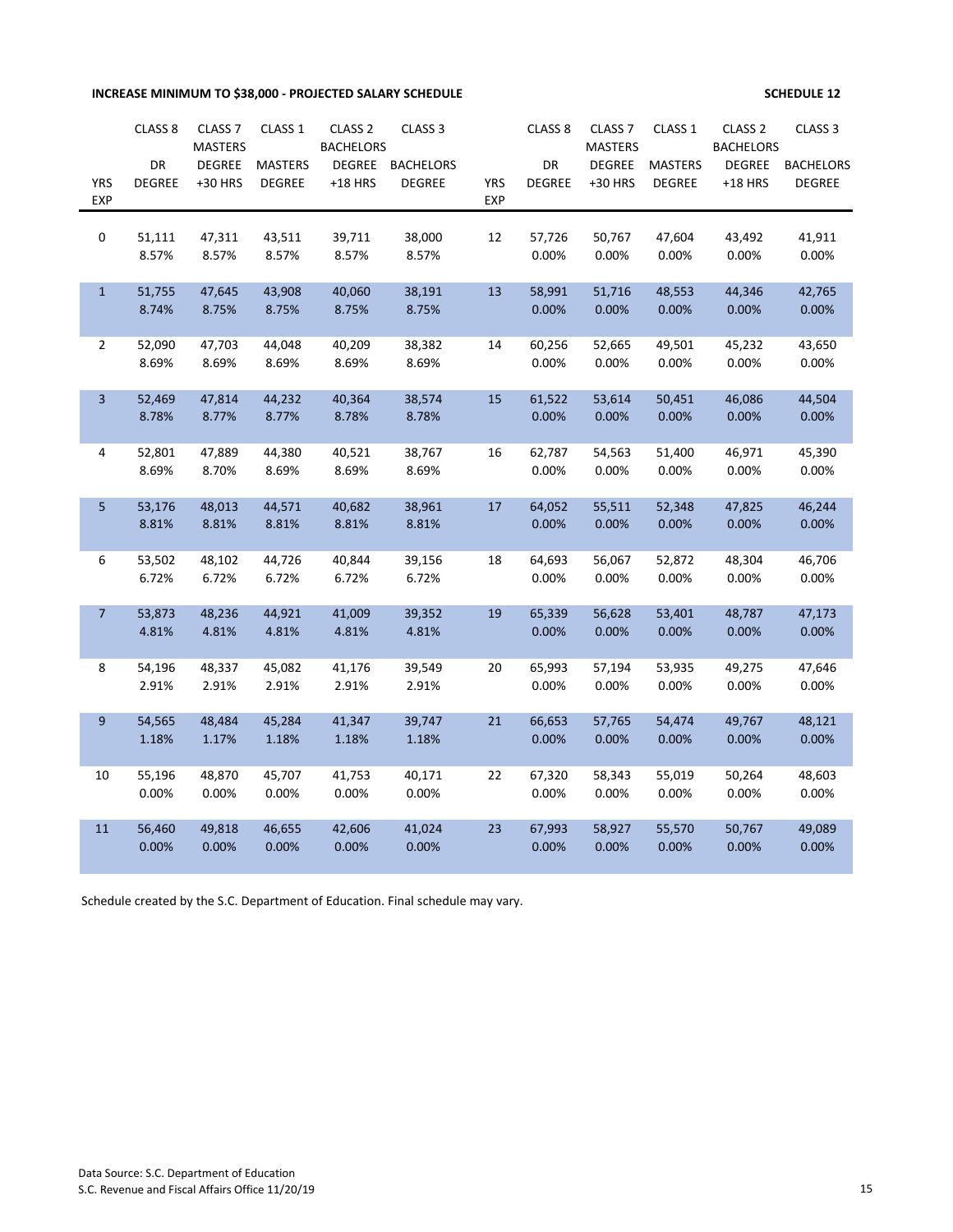**INCREASE MINIMUM TO $38,000 - PROJECTED SALARY SCHEDULE** **SCHEDULE 12**

| YRS EXP | CLASS 8 DR DEGREE | CLASS 7 MASTERS DEGREE +30 HRS | CLASS 1 MASTERS DEGREE | CLASS 2 BACHELORS DEGREE +18 HRS | CLASS 3 BACHELORS DEGREE | YRS EXP | CLASS 8 DR DEGREE | CLASS 7 MASTERS DEGREE +30 HRS | CLASS 1 MASTERS DEGREE | CLASS 2 BACHELORS DEGREE +18 HRS | CLASS 3 BACHELORS DEGREE |
|---|---|---|---|---|---|---|---|---|---|---|---|
| 0 | 51,111<br>8.57% | 47,311<br>8.57% | 43,511<br>8.57% | 39,711<br>8.57% | 38,000<br>8.57% | 12 | 57,726<br>0.00% | 50,767<br>0.00% | 47,604<br>0.00% | 43,492<br>0.00% | 41,911<br>0.00% |
| 1 | 51,755<br>8.74% | 47,645<br>8.75% | 43,908<br>8.75% | 40,060<br>8.75% | 38,191<br>8.75% | 13 | 58,991<br>0.00% | 51,716<br>0.00% | 48,553<br>0.00% | 44,346<br>0.00% | 42,765<br>0.00% |
| 2 | 52,090<br>8.69% | 47,703<br>8.69% | 44,048<br>8.69% | 40,209<br>8.69% | 38,382<br>8.69% | 14 | 60,256<br>0.00% | 52,665<br>0.00% | 49,501<br>0.00% | 45,232<br>0.00% | 43,650<br>0.00% |
| 3 | 52,469<br>8.78% | 47,814<br>8.77% | 44,232<br>8.77% | 40,364<br>8.78% | 38,574<br>8.78% | 15 | 61,522<br>0.00% | 53,614<br>0.00% | 50,451<br>0.00% | 46,086<br>0.00% | 44,504<br>0.00% |
| 4 | 52,801<br>8.69% | 47,889<br>8.70% | 44,380<br>8.69% | 40,521<br>8.69% | 38,767<br>8.69% | 16 | 62,787<br>0.00% | 54,563<br>0.00% | 51,400<br>0.00% | 46,971<br>0.00% | 45,390<br>0.00% |
| 5 | 53,176<br>8.81% | 48,013<br>8.81% | 44,571<br>8.81% | 40,682<br>8.81% | 38,961<br>8.81% | 17 | 64,052<br>0.00% | 55,511<br>0.00% | 52,348<br>0.00% | 47,825<br>0.00% | 46,244<br>0.00% |
| 6 | 53,502<br>6.72% | 48,102<br>6.72% | 44,726<br>6.72% | 40,844<br>6.72% | 39,156<br>6.72% | 18 | 64,693<br>0.00% | 56,067<br>0.00% | 52,872<br>0.00% | 48,304<br>0.00% | 46,706<br>0.00% |
| 7 | 53,873<br>4.81% | 48,236<br>4.81% | 44,921<br>4.81% | 41,009<br>4.81% | 39,352<br>4.81% | 19 | 65,339<br>0.00% | 56,628<br>0.00% | 53,401<br>0.00% | 48,787<br>0.00% | 47,173<br>0.00% |
| 8 | 54,196<br>2.91% | 48,337<br>2.91% | 45,082<br>2.91% | 41,176<br>2.91% | 39,549<br>2.91% | 20 | 65,993<br>0.00% | 57,194<br>0.00% | 53,935<br>0.00% | 49,275<br>0.00% | 47,646<br>0.00% |
| 9 | 54,565<br>1.18% | 48,484<br>1.17% | 45,284<br>1.18% | 41,347<br>1.18% | 39,747<br>1.18% | 21 | 66,653<br>0.00% | 57,765<br>0.00% | 54,474<br>0.00% | 49,767<br>0.00% | 48,121<br>0.00% |
| 10 | 55,196<br>0.00% | 48,870<br>0.00% | 45,707<br>0.00% | 41,753<br>0.00% | 40,171<br>0.00% | 22 | 67,320<br>0.00% | 58,343<br>0.00% | 55,019<br>0.00% | 50,264<br>0.00% | 48,603<br>0.00% |
| 11 | 56,460<br>0.00% | 49,818<br>0.00% | 46,655<br>0.00% | 42,606<br>0.00% | 41,024<br>0.00% | 23 | 67,993<br>0.00% | 58,927<br>0.00% | 55,570<br>0.00% | 50,767<br>0.00% | 49,089<br>0.00% |

Schedule created by the S.C. Department of Education. Final schedule may vary.

Data Source: S.C. Department of Education
S.C. Revenue and Fiscal Affairs Office 11/20/19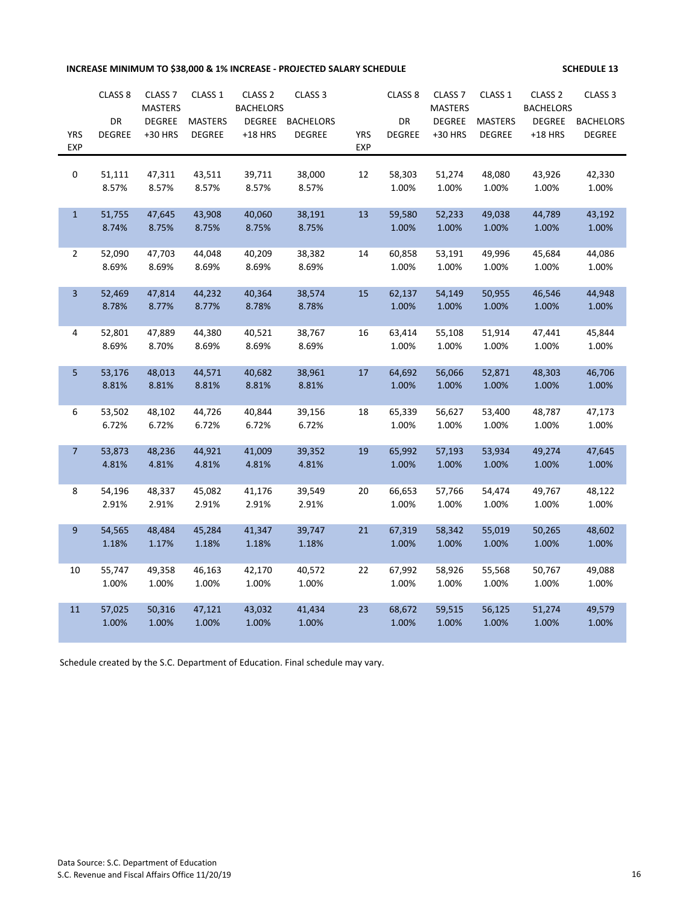**INCREASE MINIMUM TO $38,000 & 1% INCREASE - PROJECTED SALARY SCHEDULE** **SCHEDULE 13**

| YRS EXP | CLASS 8 DR DEGREE | CLASS 7 MASTERS DEGREE +30 HRS | CLASS 1 MASTERS DEGREE | CLASS 2 BACHELORS DEGREE +18 HRS | CLASS 3 BACHELORS DEGREE | YRS EXP | CLASS 8 DR DEGREE | CLASS 7 MASTERS DEGREE +30 HRS | CLASS 1 MASTERS DEGREE | CLASS 2 BACHELORS DEGREE +18 HRS | CLASS 3 BACHELORS DEGREE |
|---|---|---|---|---|---|---|---|---|---|---|---|
| 0 | 51,111<br>8.57% | 47,311<br>8.57% | 43,511<br>8.57% | 39,711<br>8.57% | 38,000<br>8.57% | 12 | 58,303<br>1.00% | 51,274<br>1.00% | 48,080<br>1.00% | 43,926<br>1.00% | 42,330<br>1.00% |
| 1 | 51,755<br>8.74% | 47,645<br>8.75% | 43,908<br>8.75% | 40,060<br>8.75% | 38,191<br>8.75% | 13 | 59,580<br>1.00% | 52,233<br>1.00% | 49,038<br>1.00% | 44,789<br>1.00% | 43,192<br>1.00% |
| 2 | 52,090<br>8.69% | 47,703<br>8.69% | 44,048<br>8.69% | 40,209<br>8.69% | 38,382<br>8.69% | 14 | 60,858<br>1.00% | 53,191<br>1.00% | 49,996<br>1.00% | 45,684<br>1.00% | 44,086<br>1.00% |
| 3 | 52,469<br>8.78% | 47,814<br>8.77% | 44,232<br>8.77% | 40,364<br>8.78% | 38,574<br>8.78% | 15 | 62,137<br>1.00% | 54,149<br>1.00% | 50,955<br>1.00% | 46,546<br>1.00% | 44,948<br>1.00% |
| 4 | 52,801<br>8.69% | 47,889<br>8.70% | 44,380<br>8.69% | 40,521<br>8.69% | 38,767<br>8.69% | 16 | 63,414<br>1.00% | 55,108<br>1.00% | 51,914<br>1.00% | 47,441<br>1.00% | 45,844<br>1.00% |
| 5 | 53,176<br>8.81% | 48,013<br>8.81% | 44,571<br>8.81% | 40,682<br>8.81% | 38,961<br>8.81% | 17 | 64,692<br>1.00% | 56,066<br>1.00% | 52,871<br>1.00% | 48,303<br>1.00% | 46,706<br>1.00% |
| 6 | 53,502<br>6.72% | 48,102<br>6.72% | 44,726<br>6.72% | 40,844<br>6.72% | 39,156<br>6.72% | 18 | 65,339<br>1.00% | 56,627<br>1.00% | 53,400<br>1.00% | 48,787<br>1.00% | 47,173<br>1.00% |
| 7 | 53,873<br>4.81% | 48,236<br>4.81% | 44,921<br>4.81% | 41,009<br>4.81% | 39,352<br>4.81% | 19 | 65,992<br>1.00% | 57,193<br>1.00% | 53,934<br>1.00% | 49,274<br>1.00% | 47,645<br>1.00% |
| 8 | 54,196<br>2.91% | 48,337<br>2.91% | 45,082<br>2.91% | 41,176<br>2.91% | 39,549<br>2.91% | 20 | 66,653<br>1.00% | 57,766<br>1.00% | 54,474<br>1.00% | 49,767<br>1.00% | 48,122<br>1.00% |
| 9 | 54,565<br>1.18% | 48,484<br>1.17% | 45,284<br>1.18% | 41,347<br>1.18% | 39,747<br>1.18% | 21 | 67,319<br>1.00% | 58,342<br>1.00% | 55,019<br>1.00% | 50,265<br>1.00% | 48,602<br>1.00% |
| 10 | 55,747<br>1.00% | 49,358<br>1.00% | 46,163<br>1.00% | 42,170<br>1.00% | 40,572<br>1.00% | 22 | 67,992<br>1.00% | 58,926<br>1.00% | 55,568<br>1.00% | 50,767<br>1.00% | 49,088<br>1.00% |
| 11 | 57,025<br>1.00% | 50,316<br>1.00% | 47,121<br>1.00% | 43,032<br>1.00% | 41,434<br>1.00% | 23 | 68,672<br>1.00% | 59,515<br>1.00% | 56,125<br>1.00% | 51,274<br>1.00% | 49,579<br>1.00% |

Schedule created by the S.C. Department of Education. Final schedule may vary.

Data Source: S.C. Department of Education
S.C. Revenue and Fiscal Affairs Office 11/20/19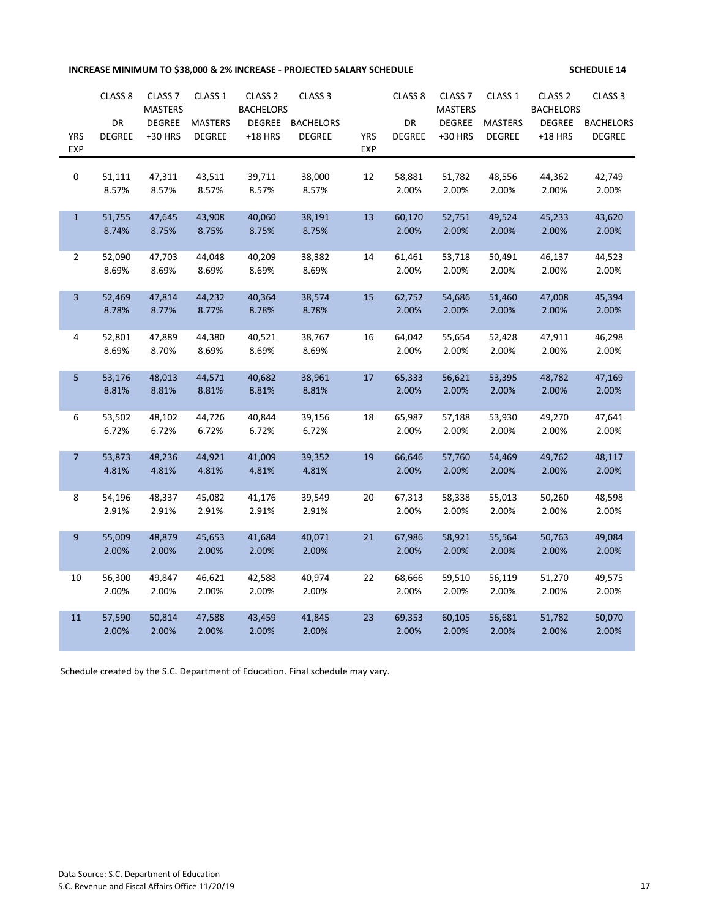**INCREASE MINIMUM TO $38,000 & 2% INCREASE - PROJECTED SALARY SCHEDULE** **SCHEDULE 14**

| YRS EXP | CLASS 8 DR DEGREE | CLASS 7 MASTERS DEGREE +30 HRS | CLASS 1 MASTERS DEGREE | CLASS 2 BACHELORS DEGREE +18 HRS | CLASS 3 BACHELORS DEGREE | YRS EXP | CLASS 8 DR DEGREE | CLASS 7 MASTERS DEGREE +30 HRS | CLASS 1 MASTERS DEGREE | CLASS 2 BACHELORS DEGREE +18 HRS | CLASS 3 BACHELORS DEGREE |
|---|---|---|---|---|---|---|---|---|---|---|---|
| 0 | 51,111<br>8.57% | 47,311<br>8.57% | 43,511<br>8.57% | 39,711<br>8.57% | 38,000<br>8.57% | 12 | 58,881<br>2.00% | 51,782<br>2.00% | 48,556<br>2.00% | 44,362<br>2.00% | 42,749<br>2.00% |
| 1 | 51,755<br>8.74% | 47,645<br>8.75% | 43,908<br>8.75% | 40,060<br>8.75% | 38,191<br>8.75% | 13 | 60,170<br>2.00% | 52,751<br>2.00% | 49,524<br>2.00% | 45,233<br>2.00% | 43,620<br>2.00% |
| 2 | 52,090<br>8.69% | 47,703<br>8.69% | 44,048<br>8.69% | 40,209<br>8.69% | 38,382<br>8.69% | 14 | 61,461<br>2.00% | 53,718<br>2.00% | 50,491<br>2.00% | 46,137<br>2.00% | 44,523<br>2.00% |
| 3 | 52,469<br>8.78% | 47,814<br>8.77% | 44,232<br>8.77% | 40,364<br>8.78% | 38,574<br>8.78% | 15 | 62,752<br>2.00% | 54,686<br>2.00% | 51,460<br>2.00% | 47,008<br>2.00% | 45,394<br>2.00% |
| 4 | 52,801<br>8.69% | 47,889<br>8.70% | 44,380<br>8.69% | 40,521<br>8.69% | 38,767<br>8.69% | 16 | 64,042<br>2.00% | 55,654<br>2.00% | 52,428<br>2.00% | 47,911<br>2.00% | 46,298<br>2.00% |
| 5 | 53,176<br>8.81% | 48,013<br>8.81% | 44,571<br>8.81% | 40,682<br>8.81% | 38,961<br>8.81% | 17 | 65,333<br>2.00% | 56,621<br>2.00% | 53,395<br>2.00% | 48,782<br>2.00% | 47,169<br>2.00% |
| 6 | 53,502<br>6.72% | 48,102<br>6.72% | 44,726<br>6.72% | 40,844<br>6.72% | 39,156<br>6.72% | 18 | 65,987<br>2.00% | 57,188<br>2.00% | 53,930<br>2.00% | 49,270<br>2.00% | 47,641<br>2.00% |
| 7 | 53,873<br>4.81% | 48,236<br>4.81% | 44,921<br>4.81% | 41,009<br>4.81% | 39,352<br>4.81% | 19 | 66,646<br>2.00% | 57,760<br>2.00% | 54,469<br>2.00% | 49,762<br>2.00% | 48,117<br>2.00% |
| 8 | 54,196<br>2.91% | 48,337<br>2.91% | 45,082<br>2.91% | 41,176<br>2.91% | 39,549<br>2.91% | 20 | 67,313<br>2.00% | 58,338<br>2.00% | 55,013<br>2.00% | 50,260<br>2.00% | 48,598<br>2.00% |
| 9 | 55,009<br>2.00% | 48,879<br>2.00% | 45,653<br>2.00% | 41,684<br>2.00% | 40,071<br>2.00% | 21 | 67,986<br>2.00% | 58,921<br>2.00% | 55,564<br>2.00% | 50,763<br>2.00% | 49,084<br>2.00% |
| 10 | 56,300<br>2.00% | 49,847<br>2.00% | 46,621<br>2.00% | 42,588<br>2.00% | 40,974<br>2.00% | 22 | 68,666<br>2.00% | 59,510<br>2.00% | 56,119<br>2.00% | 51,270<br>2.00% | 49,575<br>2.00% |
| 11 | 57,590<br>2.00% | 50,814<br>2.00% | 47,588<br>2.00% | 43,459<br>2.00% | 41,845<br>2.00% | 23 | 69,353<br>2.00% | 60,105<br>2.00% | 56,681<br>2.00% | 51,782<br>2.00% | 50,070<br>2.00% |

Schedule created by the S.C. Department of Education. Final schedule may vary.

Data Source: S.C. Department of Education
S.C. Revenue and Fiscal Affairs Office 11/20/19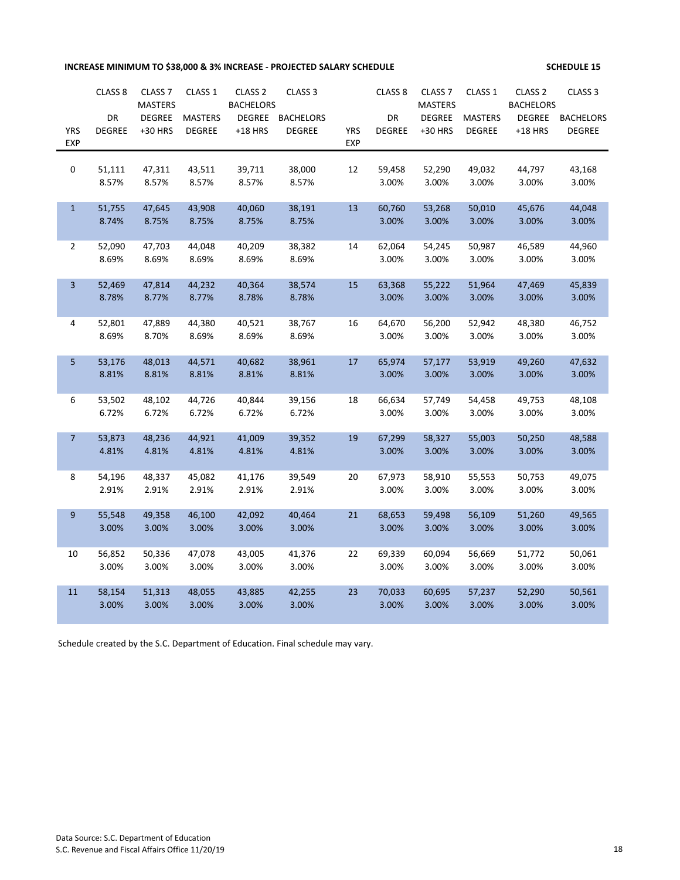**INCREASE MINIMUM TO $38,000 & 3% INCREASE - PROJECTED SALARY SCHEDULE** **SCHEDULE 15**

| YRS EXP | CLASS 8 DR DEGREE | CLASS 7 MASTERS DEGREE +30 HRS | CLASS 1 MASTERS DEGREE | CLASS 2 BACHELORS DEGREE +18 HRS | CLASS 3 BACHELORS DEGREE | YRS EXP | CLASS 8 DR DEGREE | CLASS 7 MASTERS DEGREE +30 HRS | CLASS 1 MASTERS DEGREE | CLASS 2 BACHELORS DEGREE +18 HRS | CLASS 3 BACHELORS DEGREE |
|---|---|---|---|---|---|---|---|---|---|---|---|
| 0 | 51,111<br>8.57% | 47,311<br>8.57% | 43,511<br>8.57% | 39,711<br>8.57% | 38,000<br>8.57% | 12 | 59,458<br>3.00% | 52,290<br>3.00% | 49,032<br>3.00% | 44,797<br>3.00% | 43,168<br>3.00% |
| 1 | 51,755<br>8.74% | 47,645<br>8.75% | 43,908<br>8.75% | 40,060<br>8.75% | 38,191<br>8.75% | 13 | 60,760<br>3.00% | 53,268<br>3.00% | 50,010<br>3.00% | 45,676<br>3.00% | 44,048<br>3.00% |
| 2 | 52,090<br>8.69% | 47,703<br>8.69% | 44,048<br>8.69% | 40,209<br>8.69% | 38,382<br>8.69% | 14 | 62,064<br>3.00% | 54,245<br>3.00% | 50,987<br>3.00% | 46,589<br>3.00% | 44,960<br>3.00% |
| 3 | 52,469<br>8.78% | 47,814<br>8.77% | 44,232<br>8.77% | 40,364<br>8.78% | 38,574<br>8.78% | 15 | 63,368<br>3.00% | 55,222<br>3.00% | 51,964<br>3.00% | 47,469<br>3.00% | 45,839<br>3.00% |
| 4 | 52,801<br>8.69% | 47,889<br>8.70% | 44,380<br>8.69% | 40,521<br>8.69% | 38,767<br>8.69% | 16 | 64,670<br>3.00% | 56,200<br>3.00% | 52,942<br>3.00% | 48,380<br>3.00% | 46,752<br>3.00% |
| 5 | 53,176<br>8.81% | 48,013<br>8.81% | 44,571<br>8.81% | 40,682<br>8.81% | 38,961<br>8.81% | 17 | 65,974<br>3.00% | 57,177<br>3.00% | 53,919<br>3.00% | 49,260<br>3.00% | 47,632<br>3.00% |
| 6 | 53,502<br>6.72% | 48,102<br>6.72% | 44,726<br>6.72% | 40,844<br>6.72% | 39,156<br>6.72% | 18 | 66,634<br>3.00% | 57,749<br>3.00% | 54,458<br>3.00% | 49,753<br>3.00% | 48,108<br>3.00% |
| 7 | 53,873<br>4.81% | 48,236<br>4.81% | 44,921<br>4.81% | 41,009<br>4.81% | 39,352<br>4.81% | 19 | 67,299<br>3.00% | 58,327<br>3.00% | 55,003<br>3.00% | 50,250<br>3.00% | 48,588<br>3.00% |
| 8 | 54,196<br>2.91% | 48,337<br>2.91% | 45,082<br>2.91% | 41,176<br>2.91% | 39,549<br>2.91% | 20 | 67,973<br>3.00% | 58,910<br>3.00% | 55,553<br>3.00% | 50,753<br>3.00% | 49,075<br>3.00% |
| 9 | 55,548<br>3.00% | 49,358<br>3.00% | 46,100<br>3.00% | 42,092<br>3.00% | 40,464<br>3.00% | 21 | 68,653<br>3.00% | 59,498<br>3.00% | 56,109<br>3.00% | 51,260<br>3.00% | 49,565<br>3.00% |
| 10 | 56,852<br>3.00% | 50,336<br>3.00% | 47,078<br>3.00% | 43,005<br>3.00% | 41,376<br>3.00% | 22 | 69,339<br>3.00% | 60,094<br>3.00% | 56,669<br>3.00% | 51,772<br>3.00% | 50,061<br>3.00% |
| 11 | 58,154<br>3.00% | 51,313<br>3.00% | 48,055<br>3.00% | 43,885<br>3.00% | 42,255<br>3.00% | 23 | 70,033<br>3.00% | 60,695<br>3.00% | 57,237<br>3.00% | 52,290<br>3.00% | 50,561<br>3.00% |

Schedule created by the S.C. Department of Education. Final schedule may vary.

Data Source: S.C. Department of Education
S.C. Revenue and Fiscal Affairs Office 11/20/19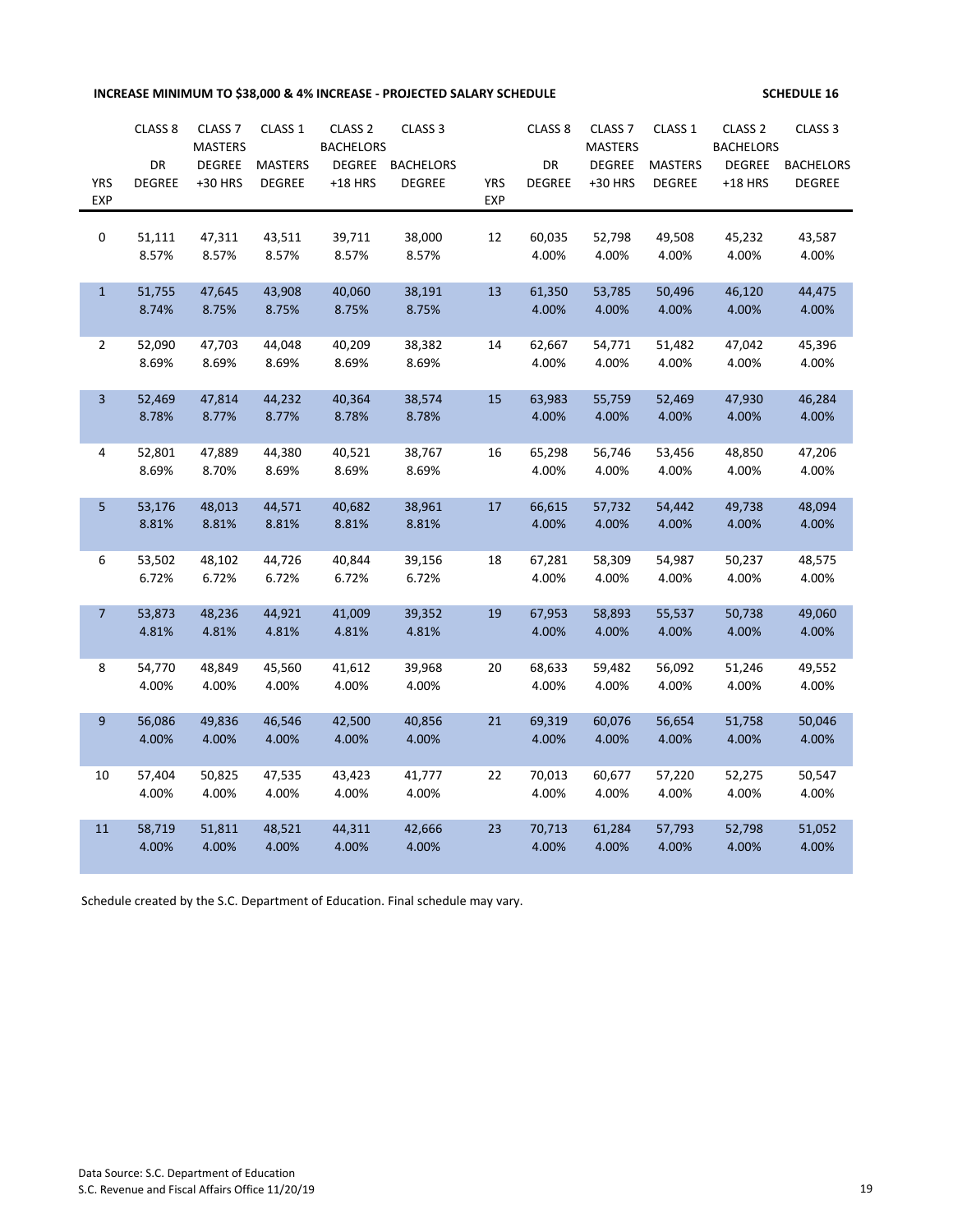**INCREASE MINIMUM TO $38,000 & 4% INCREASE - PROJECTED SALARY SCHEDULE** **SCHEDULE 16**

| YRS EXP | CLASS 8 DR DEGREE | CLASS 7 MASTERS DEGREE +30 HRS | CLASS 1 MASTERS DEGREE | CLASS 2 BACHELORS DEGREE +18 HRS | CLASS 3 BACHELORS DEGREE | YRS EXP | CLASS 8 DR DEGREE | CLASS 7 MASTERS DEGREE +30 HRS | CLASS 1 MASTERS DEGREE | CLASS 2 BACHELORS DEGREE +18 HRS | CLASS 3 BACHELORS DEGREE |
|---|---|---|---|---|---|---|---|---|---|---|---|
| 0 | 51,111 | 47,311 | 43,511 | 39,711 | 38,000 | 12 | 60,035 | 52,798 | 49,508 | 45,232 | 43,587 |
| | 8.57% | 8.57% | 8.57% | 8.57% | 8.57% | | 4.00% | 4.00% | 4.00% | 4.00% | 4.00% |
| 1 | 51,755 | 47,645 | 43,908 | 40,060 | 38,191 | 13 | 61,350 | 53,785 | 50,496 | 46,120 | 44,475 |
| | 8.74% | 8.75% | 8.75% | 8.75% | 8.75% | | 4.00% | 4.00% | 4.00% | 4.00% | 4.00% |
| 2 | 52,090 | 47,703 | 44,048 | 40,209 | 38,382 | 14 | 62,667 | 54,771 | 51,482 | 47,042 | 45,396 |
| | 8.69% | 8.69% | 8.69% | 8.69% | 8.69% | | 4.00% | 4.00% | 4.00% | 4.00% | 4.00% |
| 3 | 52,469 | 47,814 | 44,232 | 40,364 | 38,574 | 15 | 63,983 | 55,759 | 52,469 | 47,930 | 46,284 |
| | 8.78% | 8.77% | 8.77% | 8.78% | 8.78% | | 4.00% | 4.00% | 4.00% | 4.00% | 4.00% |
| 4 | 52,801 | 47,889 | 44,380 | 40,521 | 38,767 | 16 | 65,298 | 56,746 | 53,456 | 48,850 | 47,206 |
| | 8.69% | 8.70% | 8.69% | 8.69% | 8.69% | | 4.00% | 4.00% | 4.00% | 4.00% | 4.00% |
| 5 | 53,176 | 48,013 | 44,571 | 40,682 | 38,961 | 17 | 66,615 | 57,732 | 54,442 | 49,738 | 48,094 |
| | 8.81% | 8.81% | 8.81% | 8.81% | 8.81% | | 4.00% | 4.00% | 4.00% | 4.00% | 4.00% |
| 6 | 53,502 | 48,102 | 44,726 | 40,844 | 39,156 | 18 | 67,281 | 58,309 | 54,987 | 50,237 | 48,575 |
| | 6.72% | 6.72% | 6.72% | 6.72% | 6.72% | | 4.00% | 4.00% | 4.00% | 4.00% | 4.00% |
| 7 | 53,873 | 48,236 | 44,921 | 41,009 | 39,352 | 19 | 67,953 | 58,893 | 55,537 | 50,738 | 49,060 |
| | 4.81% | 4.81% | 4.81% | 4.81% | 4.81% | | 4.00% | 4.00% | 4.00% | 4.00% | 4.00% |
| 8 | 54,770 | 48,849 | 45,560 | 41,612 | 39,968 | 20 | 68,633 | 59,482 | 56,092 | 51,246 | 49,552 |
| | 4.00% | 4.00% | 4.00% | 4.00% | 4.00% | | 4.00% | 4.00% | 4.00% | 4.00% | 4.00% |
| 9 | 56,086 | 49,836 | 46,546 | 42,500 | 40,856 | 21 | 69,319 | 60,076 | 56,654 | 51,758 | 50,046 |
| | 4.00% | 4.00% | 4.00% | 4.00% | 4.00% | | 4.00% | 4.00% | 4.00% | 4.00% | 4.00% |
| 10 | 57,404 | 50,825 | 47,535 | 43,423 | 41,777 | 22 | 70,013 | 60,677 | 57,220 | 52,275 | 50,547 |
| | 4.00% | 4.00% | 4.00% | 4.00% | 4.00% | | 4.00% | 4.00% | 4.00% | 4.00% | 4.00% |
| 11 | 58,719 | 51,811 | 48,521 | 44,311 | 42,666 | 23 | 70,713 | 61,284 | 57,793 | 52,798 | 51,052 |
| | 4.00% | 4.00% | 4.00% | 4.00% | 4.00% | | 4.00% | 4.00% | 4.00% | 4.00% | 4.00% |

Schedule created by the S.C. Department of Education. Final schedule may vary.

Data Source: S.C. Department of Education
S.C. Revenue and Fiscal Affairs Office 11/20/19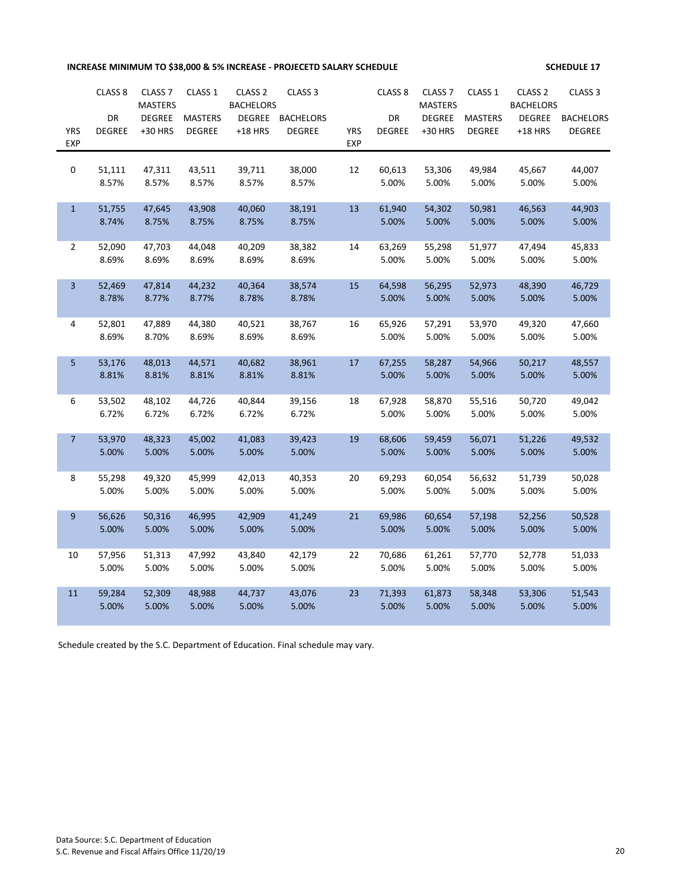**INCREASE MINIMUM TO $38,000 & 5% INCREASE - PROJECETD SALARY SCHEDULE** **SCHEDULE 17**

| YRS EXP | CLASS 8 DR DEGREE | CLASS 7 MASTERS DEGREE +30 HRS | CLASS 1 MASTERS DEGREE | CLASS 2 BACHELORS DEGREE +18 HRS | CLASS 3 BACHELORS DEGREE | YRS EXP | CLASS 8 DR DEGREE | CLASS 7 MASTERS DEGREE +30 HRS | CLASS 1 MASTERS DEGREE | CLASS 2 BACHELORS DEGREE +18 HRS | CLASS 3 BACHELORS DEGREE |
|---|---|---|---|---|---|---|---|---|---|---|---|
| 0 | 51,111<br>8.57% | 47,311<br>8.57% | 43,511<br>8.57% | 39,711<br>8.57% | 38,000<br>8.57% | 12 | 60,613<br>5.00% | 53,306<br>5.00% | 49,984<br>5.00% | 45,667<br>5.00% | 44,007<br>5.00% |
| 1 | 51,755<br>8.74% | 47,645<br>8.75% | 43,908<br>8.75% | 40,060<br>8.75% | 38,191<br>8.75% | 13 | 61,940<br>5.00% | 54,302<br>5.00% | 50,981<br>5.00% | 46,563<br>5.00% | 44,903<br>5.00% |
| 2 | 52,090<br>8.69% | 47,703<br>8.69% | 44,048<br>8.69% | 40,209<br>8.69% | 38,382<br>8.69% | 14 | 63,269<br>5.00% | 55,298<br>5.00% | 51,977<br>5.00% | 47,494<br>5.00% | 45,833<br>5.00% |
| 3 | 52,469<br>8.78% | 47,814<br>8.77% | 44,232<br>8.77% | 40,364<br>8.78% | 38,574<br>8.78% | 15 | 64,598<br>5.00% | 56,295<br>5.00% | 52,973<br>5.00% | 48,390<br>5.00% | 46,729<br>5.00% |
| 4 | 52,801<br>8.69% | 47,889<br>8.70% | 44,380<br>8.69% | 40,521<br>8.69% | 38,767<br>8.69% | 16 | 65,926<br>5.00% | 57,291<br>5.00% | 53,970<br>5.00% | 49,320<br>5.00% | 47,660<br>5.00% |
| 5 | 53,176<br>8.81% | 48,013<br>8.81% | 44,571<br>8.81% | 40,682<br>8.81% | 38,961<br>8.81% | 17 | 67,255<br>5.00% | 58,287<br>5.00% | 54,966<br>5.00% | 50,217<br>5.00% | 48,557<br>5.00% |
| 6 | 53,502<br>6.72% | 48,102<br>6.72% | 44,726<br>6.72% | 40,844<br>6.72% | 39,156<br>6.72% | 18 | 67,928<br>5.00% | 58,870<br>5.00% | 55,516<br>5.00% | 50,720<br>5.00% | 49,042<br>5.00% |
| 7 | 53,970<br>5.00% | 48,323<br>5.00% | 45,002<br>5.00% | 41,083<br>5.00% | 39,423<br>5.00% | 19 | 68,606<br>5.00% | 59,459<br>5.00% | 56,071<br>5.00% | 51,226<br>5.00% | 49,532<br>5.00% |
| 8 | 55,298<br>5.00% | 49,320<br>5.00% | 45,999<br>5.00% | 42,013<br>5.00% | 40,353<br>5.00% | 20 | 69,293<br>5.00% | 60,054<br>5.00% | 56,632<br>5.00% | 51,739<br>5.00% | 50,028<br>5.00% |
| 9 | 56,626<br>5.00% | 50,316<br>5.00% | 46,995<br>5.00% | 42,909<br>5.00% | 41,249<br>5.00% | 21 | 69,986<br>5.00% | 60,654<br>5.00% | 57,198<br>5.00% | 52,256<br>5.00% | 50,528<br>5.00% |
| 10 | 57,956<br>5.00% | 51,313<br>5.00% | 47,992<br>5.00% | 43,840<br>5.00% | 42,179<br>5.00% | 22 | 70,686<br>5.00% | 61,261<br>5.00% | 57,770<br>5.00% | 52,778<br>5.00% | 51,033<br>5.00% |
| 11 | 59,284<br>5.00% | 52,309<br>5.00% | 48,988<br>5.00% | 44,737<br>5.00% | 43,076<br>5.00% | 23 | 71,393<br>5.00% | 61,873<br>5.00% | 58,348<br>5.00% | 53,306<br>5.00% | 51,543<br>5.00% |

Schedule created by the S.C. Department of Education. Final schedule may vary.

Data Source: S.C. Department of Education
S.C. Revenue and Fiscal Affairs Office 11/20/19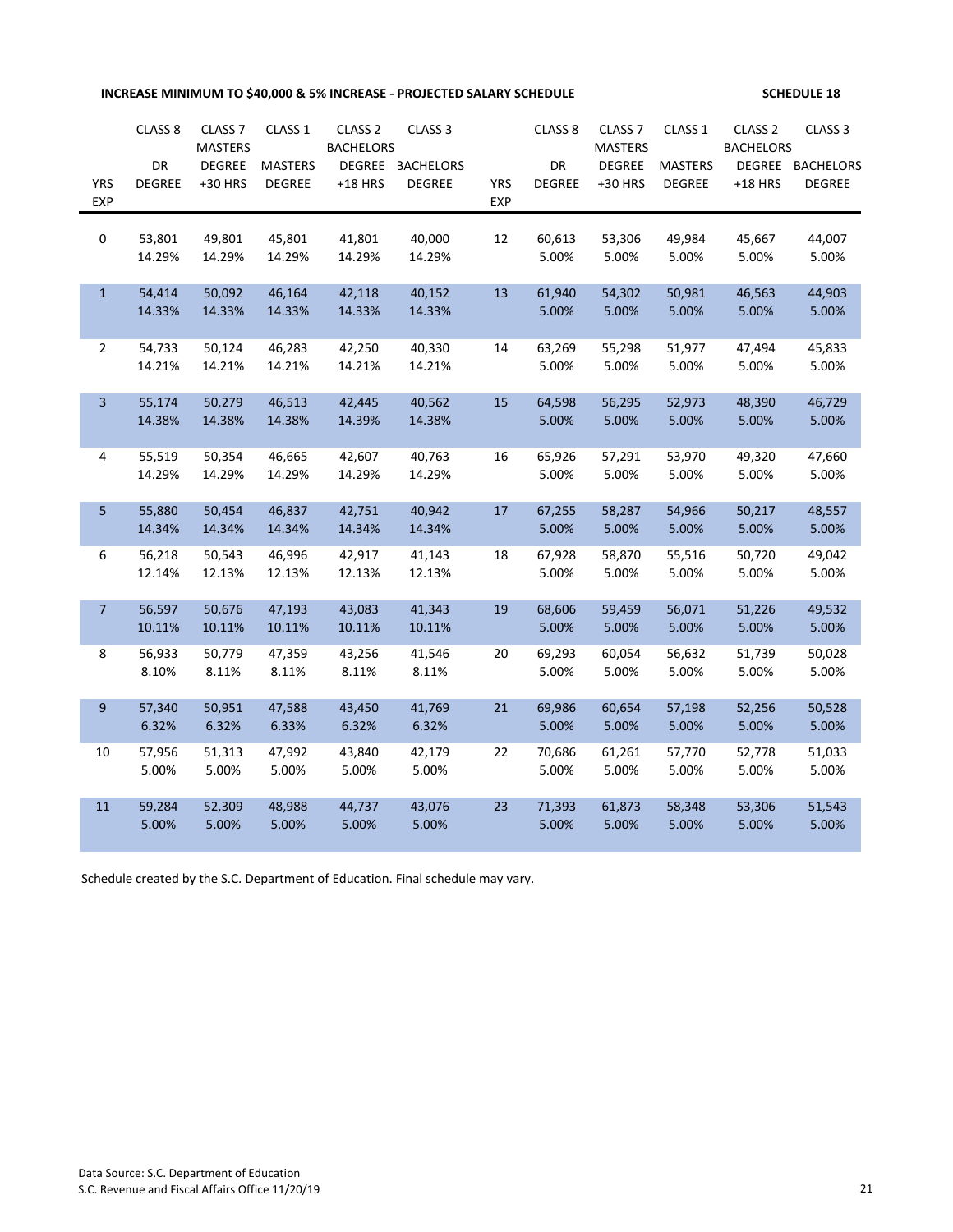**INCREASE MINIMUM TO $40,000 & 5% INCREASE - PROJECTED SALARY SCHEDULE** **SCHEDULE 18**

| YRS EXP | CLASS 8 DR DEGREE | CLASS 7 MASTERS DEGREE +30 HRS | CLASS 1 MASTERS DEGREE | CLASS 2 BACHELORS DEGREE +18 HRS | CLASS 3 BACHELORS DEGREE | YRS EXP | CLASS 8 DR DEGREE | CLASS 7 MASTERS DEGREE +30 HRS | CLASS 1 MASTERS DEGREE | CLASS 2 BACHELORS DEGREE +18 HRS | CLASS 3 BACHELORS DEGREE |
|---|---|---|---|---|---|---|---|---|---|---|---|
| 0 | 53,801<br>14.29% | 49,801<br>14.29% | 45,801<br>14.29% | 41,801<br>14.29% | 40,000<br>14.29% | 12 | 60,613<br>5.00% | 53,306<br>5.00% | 49,984<br>5.00% | 45,667<br>5.00% | 44,007<br>5.00% |
| 1 | 54,414<br>14.33% | 50,092<br>14.33% | 46,164<br>14.33% | 42,118<br>14.33% | 40,152<br>14.33% | 13 | 61,940<br>5.00% | 54,302<br>5.00% | 50,981<br>5.00% | 46,563<br>5.00% | 44,903<br>5.00% |
| 2 | 54,733<br>14.21% | 50,124<br>14.21% | 46,283<br>14.21% | 42,250<br>14.21% | 40,330<br>14.21% | 14 | 63,269<br>5.00% | 55,298<br>5.00% | 51,977<br>5.00% | 47,494<br>5.00% | 45,833<br>5.00% |
| 3 | 55,174<br>14.38% | 50,279<br>14.38% | 46,513<br>14.38% | 42,445<br>14.39% | 40,562<br>14.38% | 15 | 64,598<br>5.00% | 56,295<br>5.00% | 52,973<br>5.00% | 48,390<br>5.00% | 46,729<br>5.00% |
| 4 | 55,519<br>14.29% | 50,354<br>14.29% | 46,665<br>14.29% | 42,607<br>14.29% | 40,763<br>14.29% | 16 | 65,926<br>5.00% | 57,291<br>5.00% | 53,970<br>5.00% | 49,320<br>5.00% | 47,660<br>5.00% |
| 5 | 55,880<br>14.34% | 50,454<br>14.34% | 46,837<br>14.34% | 42,751<br>14.34% | 40,942<br>14.34% | 17 | 67,255<br>5.00% | 58,287<br>5.00% | 54,966<br>5.00% | 50,217<br>5.00% | 48,557<br>5.00% |
| 6 | 56,218<br>12.14% | 50,543<br>12.13% | 46,996<br>12.13% | 42,917<br>12.13% | 41,143<br>12.13% | 18 | 67,928<br>5.00% | 58,870<br>5.00% | 55,516<br>5.00% | 50,720<br>5.00% | 49,042<br>5.00% |
| 7 | 56,597<br>10.11% | 50,676<br>10.11% | 47,193<br>10.11% | 43,083<br>10.11% | 41,343<br>10.11% | 19 | 68,606<br>5.00% | 59,459<br>5.00% | 56,071<br>5.00% | 51,226<br>5.00% | 49,532<br>5.00% |
| 8 | 56,933<br>8.10% | 50,779<br>8.11% | 47,359<br>8.11% | 43,256<br>8.11% | 41,546<br>8.11% | 20 | 69,293<br>5.00% | 60,054<br>5.00% | 56,632<br>5.00% | 51,739<br>5.00% | 50,028<br>5.00% |
| 9 | 57,340<br>6.32% | 50,951<br>6.32% | 47,588<br>6.33% | 43,450<br>6.32% | 41,769<br>6.32% | 21 | 69,986<br>5.00% | 60,654<br>5.00% | 57,198<br>5.00% | 52,256<br>5.00% | 50,528<br>5.00% |
| 10 | 57,956<br>5.00% | 51,313<br>5.00% | 47,992<br>5.00% | 43,840<br>5.00% | 42,179<br>5.00% | 22 | 70,686<br>5.00% | 61,261<br>5.00% | 57,770<br>5.00% | 52,778<br>5.00% | 51,033<br>5.00% |
| 11 | 59,284<br>5.00% | 52,309<br>5.00% | 48,988<br>5.00% | 44,737<br>5.00% | 43,076<br>5.00% | 23 | 71,393<br>5.00% | 61,873<br>5.00% | 58,348<br>5.00% | 53,306<br>5.00% | 51,543<br>5.00% |

Schedule created by the S.C. Department of Education. Final schedule may vary.

Data Source: S.C. Department of Education
S.C. Revenue and Fiscal Affairs Office 11/20/19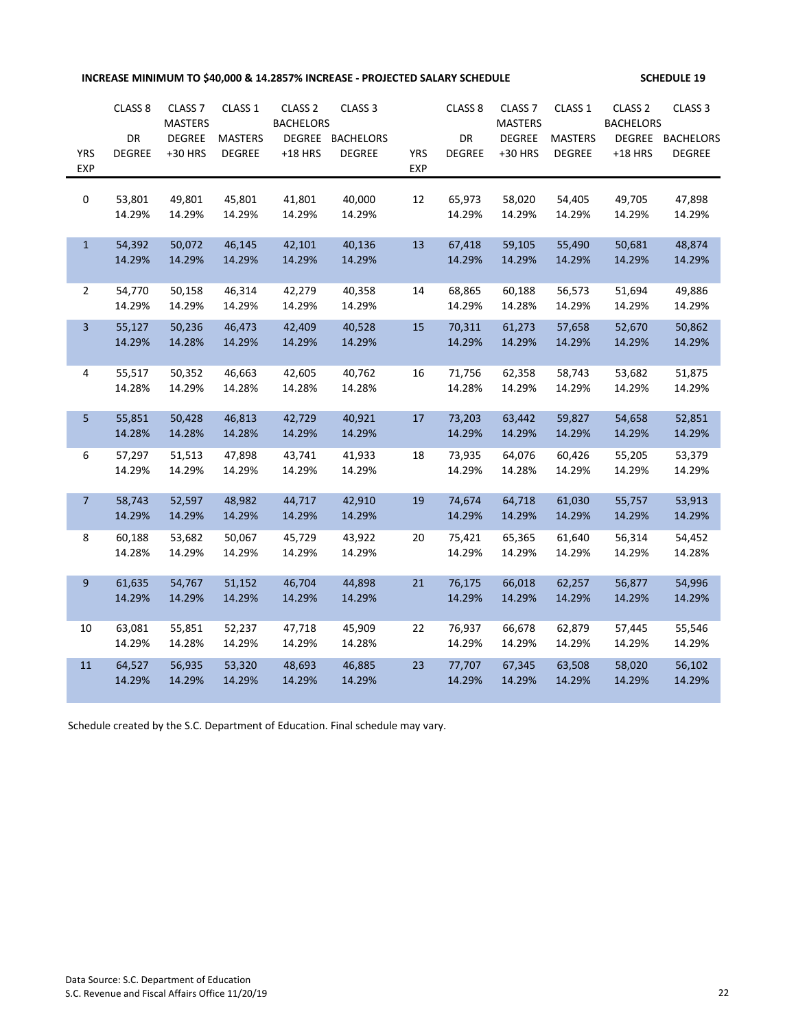**INCREASE MINIMUM TO $40,000 & 14.2857% INCREASE - PROJECTED SALARY SCHEDULE** **SCHEDULE 19**

| YRS EXP | CLASS 8 DR DEGREE | CLASS 7 MASTERS DEGREE +30 HRS | CLASS 1 MASTERS DEGREE | CLASS 2 BACHELORS DEGREE +18 HRS | CLASS 3 BACHELORS DEGREE | YRS EXP | CLASS 8 DR DEGREE | CLASS 7 MASTERS DEGREE +30 HRS | CLASS 1 MASTERS DEGREE | CLASS 2 BACHELORS DEGREE +18 HRS | CLASS 3 BACHELORS DEGREE |
|---|---|---|---|---|---|---|---|---|---|---|---|
| 0 | 53,801<br>14.29% | 49,801<br>14.29% | 45,801<br>14.29% | 41,801<br>14.29% | 40,000<br>14.29% | 12 | 65,973<br>14.29% | 58,020<br>14.29% | 54,405<br>14.29% | 49,705<br>14.29% | 47,898<br>14.29% |
| 1 | 54,392<br>14.29% | 50,072<br>14.29% | 46,145<br>14.29% | 42,101<br>14.29% | 40,136<br>14.29% | 13 | 67,418<br>14.29% | 59,105<br>14.29% | 55,490<br>14.29% | 50,681<br>14.29% | 48,874<br>14.29% |
| 2 | 54,770<br>14.29% | 50,158<br>14.29% | 46,314<br>14.29% | 42,279<br>14.29% | 40,358<br>14.29% | 14 | 68,865<br>14.29% | 60,188<br>14.28% | 56,573<br>14.29% | 51,694<br>14.29% | 49,886<br>14.29% |
| 3 | 55,127<br>14.29% | 50,236<br>14.28% | 46,473<br>14.29% | 42,409<br>14.29% | 40,528<br>14.29% | 15 | 70,311<br>14.29% | 61,273<br>14.29% | 57,658<br>14.29% | 52,670<br>14.29% | 50,862<br>14.29% |
| 4 | 55,517<br>14.28% | 50,352<br>14.29% | 46,663<br>14.28% | 42,605<br>14.28% | 40,762<br>14.28% | 16 | 71,756<br>14.28% | 62,358<br>14.29% | 58,743<br>14.29% | 53,682<br>14.29% | 51,875<br>14.29% |
| 5 | 55,851<br>14.28% | 50,428<br>14.28% | 46,813<br>14.28% | 42,729<br>14.29% | 40,921<br>14.29% | 17 | 73,203<br>14.29% | 63,442<br>14.29% | 59,827<br>14.29% | 54,658<br>14.29% | 52,851<br>14.29% |
| 6 | 57,297<br>14.29% | 51,513<br>14.29% | 47,898<br>14.29% | 43,741<br>14.29% | 41,933<br>14.29% | 18 | 73,935<br>14.29% | 64,076<br>14.28% | 60,426<br>14.29% | 55,205<br>14.29% | 53,379<br>14.29% |
| 7 | 58,743<br>14.29% | 52,597<br>14.29% | 48,982<br>14.29% | 44,717<br>14.29% | 42,910<br>14.29% | 19 | 74,674<br>14.29% | 64,718<br>14.29% | 61,030<br>14.29% | 55,757<br>14.29% | 53,913<br>14.29% |
| 8 | 60,188<br>14.28% | 53,682<br>14.29% | 50,067<br>14.29% | 45,729<br>14.29% | 43,922<br>14.29% | 20 | 75,421<br>14.29% | 65,365<br>14.29% | 61,640<br>14.29% | 56,314<br>14.29% | 54,452<br>14.28% |
| 9 | 61,635<br>14.29% | 54,767<br>14.29% | 51,152<br>14.29% | 46,704<br>14.29% | 44,898<br>14.29% | 21 | 76,175<br>14.29% | 66,018<br>14.29% | 62,257<br>14.29% | 56,877<br>14.29% | 54,996<br>14.29% |
| 10 | 63,081<br>14.29% | 55,851<br>14.28% | 52,237<br>14.29% | 47,718<br>14.29% | 45,909<br>14.28% | 22 | 76,937<br>14.29% | 66,678<br>14.29% | 62,879<br>14.29% | 57,445<br>14.29% | 55,546<br>14.29% |
| 11 | 64,527<br>14.29% | 56,935<br>14.29% | 53,320<br>14.29% | 48,693<br>14.29% | 46,885<br>14.29% | 23 | 77,707<br>14.29% | 67,345<br>14.29% | 63,508<br>14.29% | 58,020<br>14.29% | 56,102<br>14.29% |

Schedule created by the S.C. Department of Education. Final schedule may vary.

Data Source: S.C. Department of Education
S.C. Revenue and Fiscal Affairs Office 11/20/19